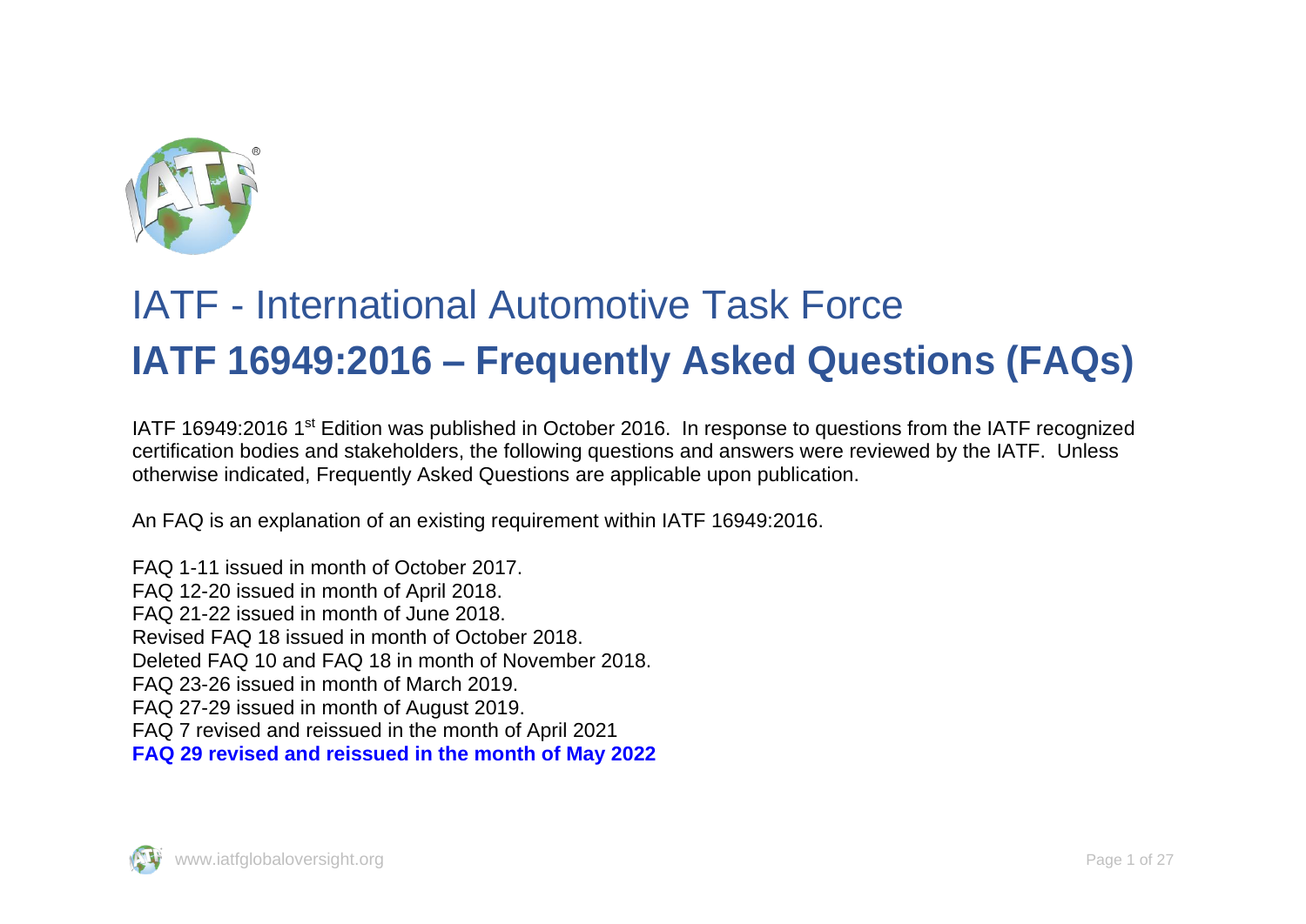# IATF - International Automotive Task Force

# IATF 16949:2016 – Frequently Asked Questions (FAQs)

IATF 16949:2016 1st Edition was published in October 2016. In response to questions from the IATF recognized certification bodies and stakeholders, the following questions and answers were reviewed by the IATF. Unless otherwise indicated, Frequently Asked Questions are applicable upon publication.

An FAQ is an explanation of an existing requirement within IATF 16949:2016.

FAQ 1-11 issued in month of October 2017.
FAQ 12-20 issued in month of April 2018.
FAQ 21-22 issued in month of June 2018.
Revised FAQ 18 issued in month of October 2018.
Deleted FAQ 10 and FAQ 18 in month of November 2018.
FAQ 23-26 issued in month of March 2019.
FAQ 27-29 issued in month of August 2019.
FAQ 7 revised and reissued in the month of April 2021
**FAQ 29 revised and reissued in the month of May 2022**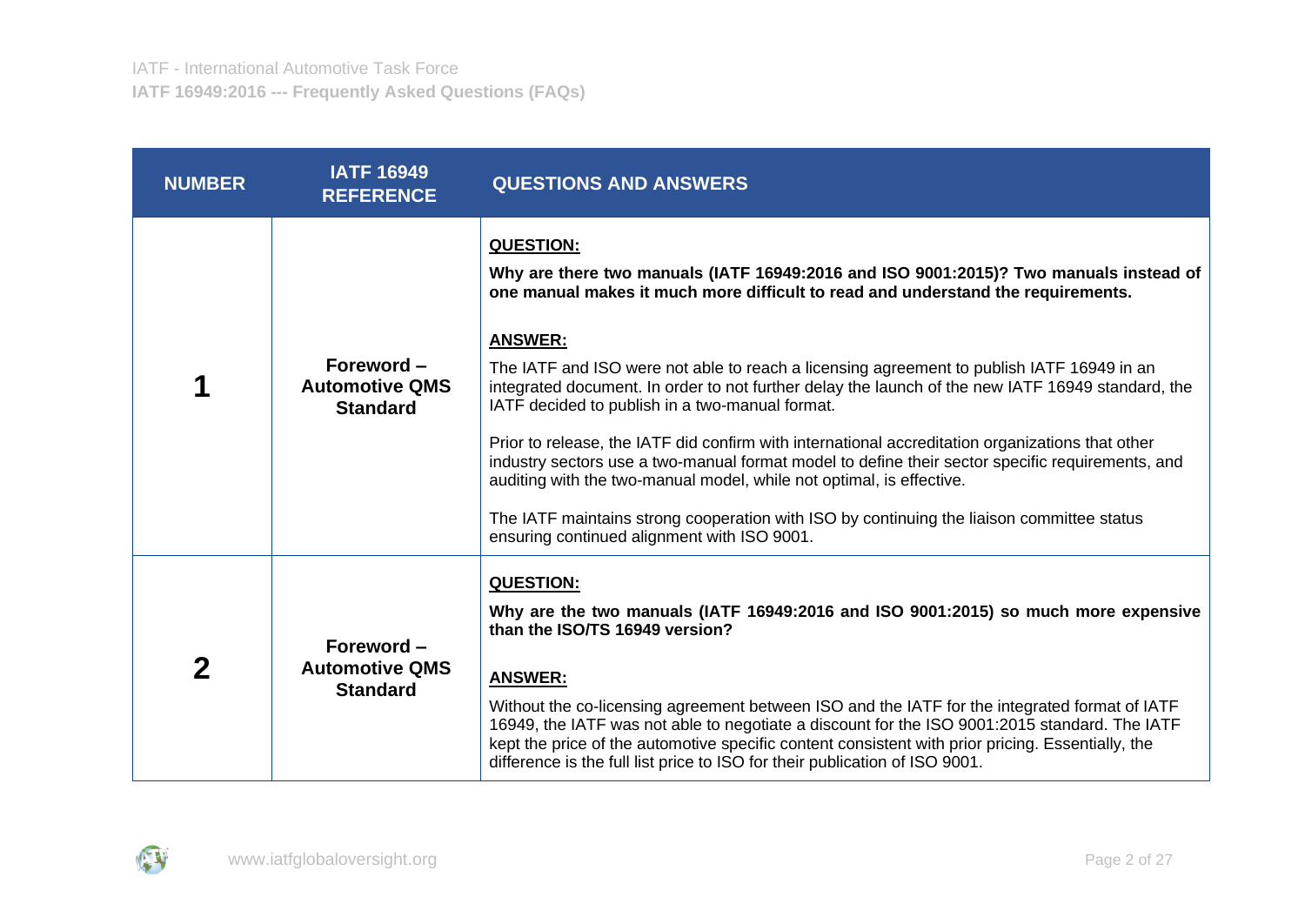| NUMBER | IATF 16949 REFERENCE | QUESTIONS AND ANSWERS |
|---|---|---|
| **1** | **Foreword – Automotive QMS Standard** | **QUESTION:**<br><br>**Why are there two manuals (IATF 16949:2016 and ISO 9001:2015)? Two manuals instead of one manual makes it much more difficult to read and understand the requirements.**<br><br>**ANSWER:**<br><br>The IATF and ISO were not able to reach a licensing agreement to publish IATF 16949 in an integrated document. In order to not further delay the launch of the new IATF 16949 standard, the IATF decided to publish in a two-manual format.<br><br>Prior to release, the IATF did confirm with international accreditation organizations that other industry sectors use a two-manual format model to define their sector specific requirements, and auditing with the two-manual model, while not optimal, is effective.<br><br>The IATF maintains strong cooperation with ISO by continuing the liaison committee status ensuring continued alignment with ISO 9001. |
| **2** | **Foreword – Automotive QMS Standard** | **QUESTION:**<br><br>**Why are the two manuals (IATF 16949:2016 and ISO 9001:2015) so much more expensive than the ISO/TS 16949 version?**<br><br>**ANSWER:**<br><br>Without the co-licensing agreement between ISO and the IATF for the integrated format of IATF 16949, the IATF was not able to negotiate a discount for the ISO 9001:2015 standard. The IATF kept the price of the automotive specific content consistent with prior pricing. Essentially, the difference is the full list price to ISO for their publication of ISO 9001. |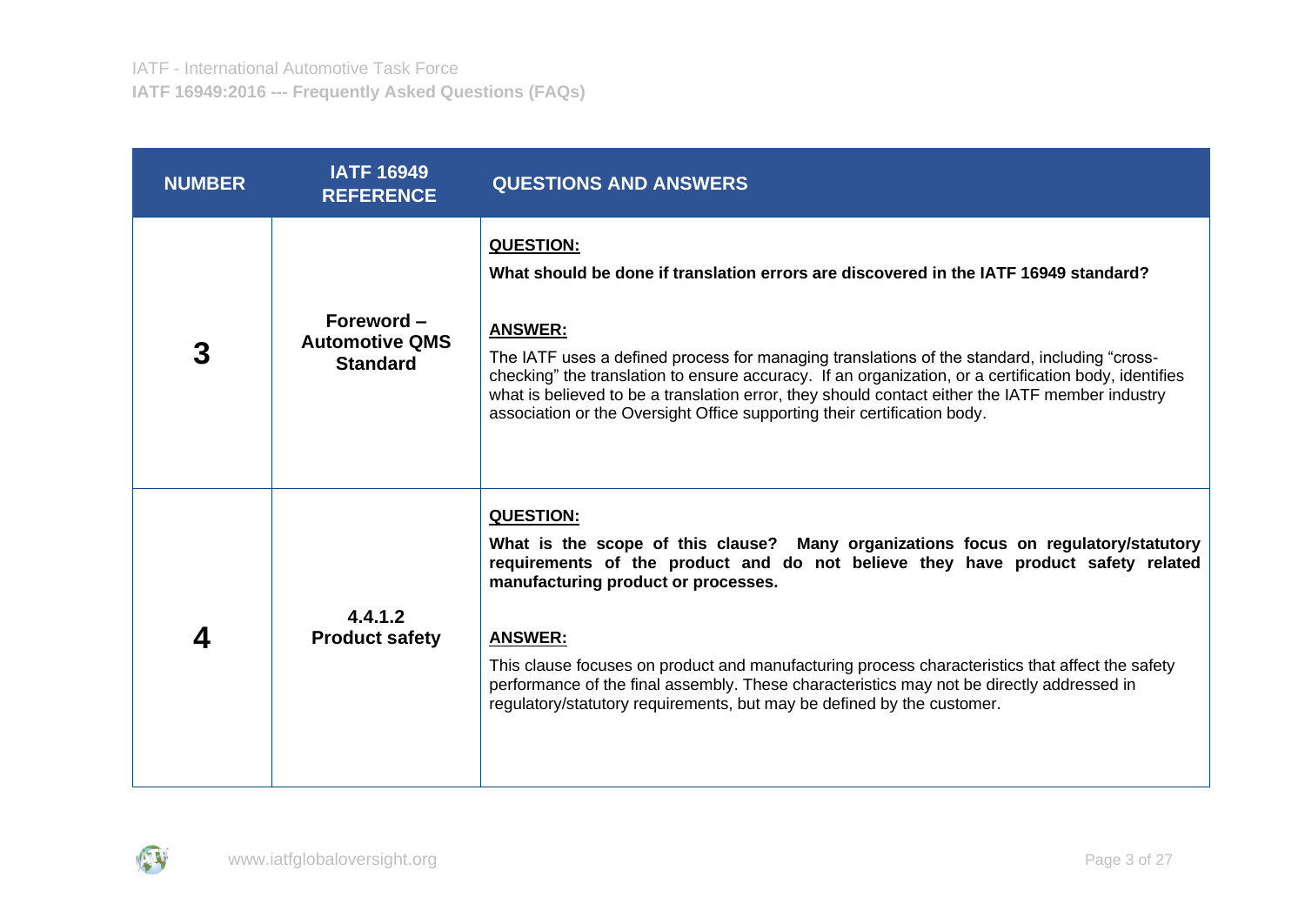| NUMBER | IATF 16949 REFERENCE | QUESTIONS AND ANSWERS |
| --- | --- | --- |
| **3** | **Foreword – Automotive QMS Standard** | **QUESTION:**<br>**What should be done if translation errors are discovered in the IATF 16949 standard?**<br><br>**ANSWER:**<br>The IATF uses a defined process for managing translations of the standard, including “cross-checking” the translation to ensure accuracy. If an organization, or a certification body, identifies what is believed to be a translation error, they should contact either the IATF member industry association or the Oversight Office supporting their certification body. |
| **4** | **4.4.1.2 Product safety** | **QUESTION:**<br>**What is the scope of this clause? Many organizations focus on regulatory/statutory requirements of the product and do not believe they have product safety related manufacturing product or processes.**<br><br>**ANSWER:**<br>This clause focuses on product and manufacturing process characteristics that affect the safety performance of the final assembly. These characteristics may not be directly addressed in regulatory/statutory requirements, but may be defined by the customer. |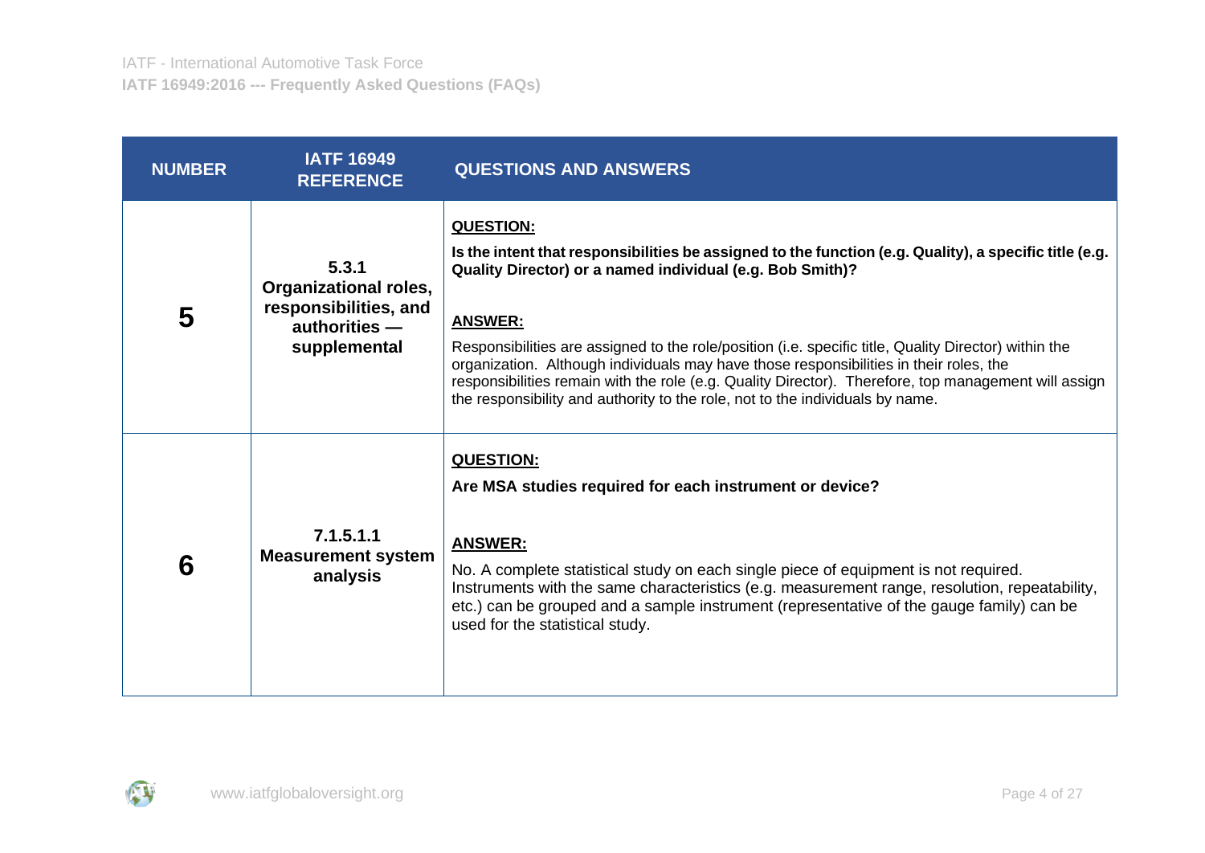| NUMBER | IATF 16949 REFERENCE | QUESTIONS AND ANSWERS |
|---|---|---|
| **5** | **5.3.1 Organizational roles, responsibilities, and authorities — supplemental** | **QUESTION:** <br> **Is the intent that responsibilities be assigned to the function (e.g. Quality), a specific title (e.g. Quality Director) or a named individual (e.g. Bob Smith)?** <br><br> **ANSWER:** <br> Responsibilities are assigned to the role/position (i.e. specific title, Quality Director) within the organization. Although individuals may have those responsibilities in their roles, the responsibilities remain with the role (e.g. Quality Director). Therefore, top management will assign the responsibility and authority to the role, not to the individuals by name. |
| **6** | **7.1.5.1.1 Measurement system analysis** | **QUESTION:** <br> **Are MSA studies required for each instrument or device?** <br><br> **ANSWER:** <br> No. A complete statistical study on each single piece of equipment is not required. Instruments with the same characteristics (e.g. measurement range, resolution, repeatability, etc.) can be grouped and a sample instrument (representative of the gauge family) can be used for the statistical study. |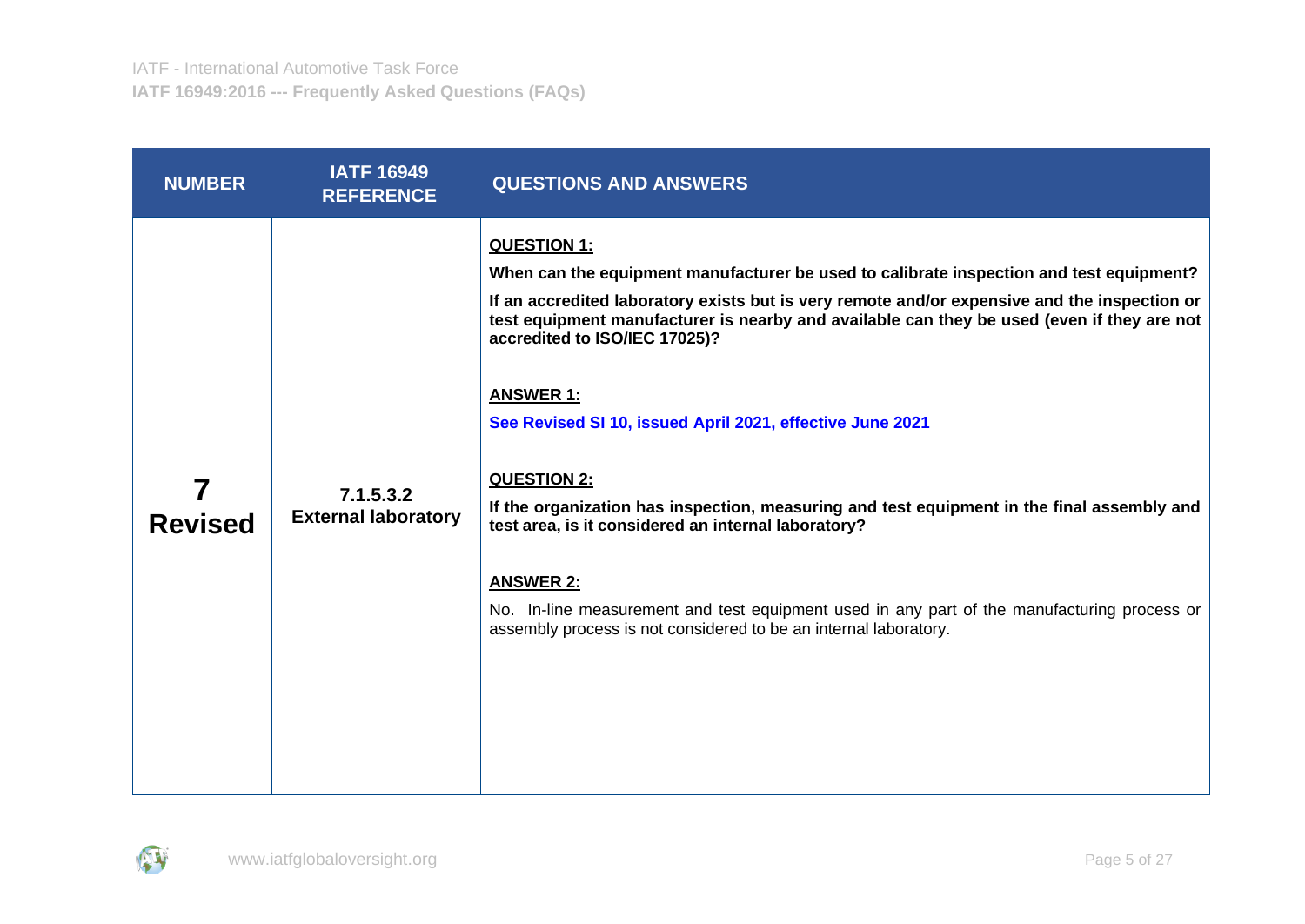| NUMBER | IATF 16949 REFERENCE | QUESTIONS AND ANSWERS |
| --- | --- | --- |
| **7 Revised** | **7.1.5.3.2 External laboratory** | **QUESTION 1:**<br>**When can the equipment manufacturer be used to calibrate inspection and test equipment?**<br>**If an accredited laboratory exists but is very remote and/or expensive and the inspection or test equipment manufacturer is nearby and available can they be used (even if they are not accredited to ISO/IEC 17025)?**<br><br>**ANSWER 1:**<br>**See Revised SI 10, issued April 2021, effective June 2021**<br><br>**QUESTION 2:**<br>**If the organization has inspection, measuring and test equipment in the final assembly and test area, is it considered an internal laboratory?**<br><br>**ANSWER 2:**<br>No. In-line measurement and test equipment used in any part of the manufacturing process or assembly process is not considered to be an internal laboratory. |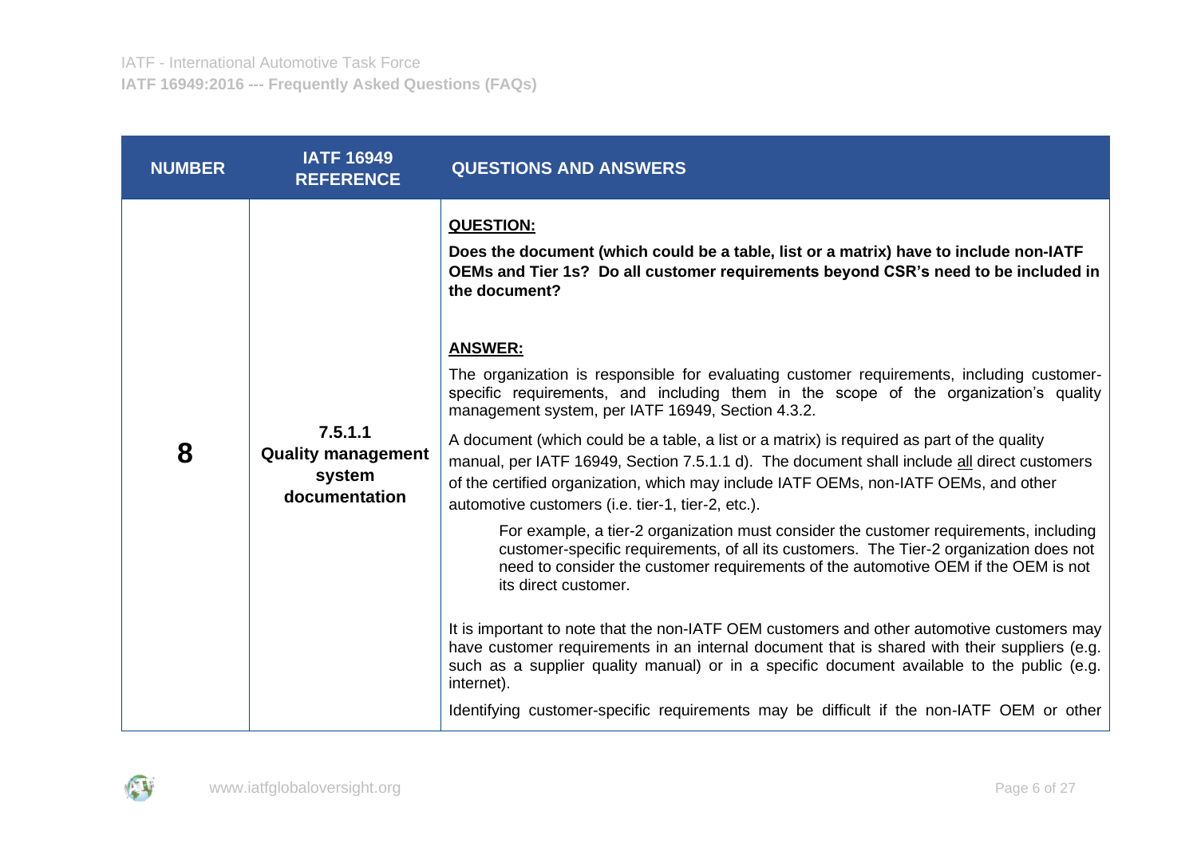| NUMBER | IATF 16949 REFERENCE | QUESTIONS AND ANSWERS |
|---|---|---|
| **8** | **7.5.1.1 Quality management system documentation** | <u>**QUESTION:**</u><br>**Does the document (which could be a table, list or a matrix) have to include non-IATF OEMs and Tier 1s? Do all customer requirements beyond CSR's need to be included in the document?**<br><br><u>**ANSWER:**</u><br>The organization is responsible for evaluating customer requirements, including customer-specific requirements, and including them in the scope of the organization's quality management system, per IATF 16949, Section 4.3.2.<br><br>A document (which could be a table, a list or a matrix) is required as part of the quality manual, per IATF 16949, Section 7.5.1.1 d). The document shall include <u>all</u> direct customers of the certified organization, which may include IATF OEMs, non-IATF OEMs, and other automotive customers (i.e. tier-1, tier-2, etc.).<br><br>For example, a tier-2 organization must consider the customer requirements, including customer-specific requirements, of all its customers. The Tier-2 organization does not need to consider the customer requirements of the automotive OEM if the OEM is not its direct customer.<br><br>It is important to note that the non-IATF OEM customers and other automotive customers may have customer requirements in an internal document that is shared with their suppliers (e.g. such as a supplier quality manual) or in a specific document available to the public (e.g. internet).<br><br>Identifying customer-specific requirements may be difficult if the non-IATF OEM or other |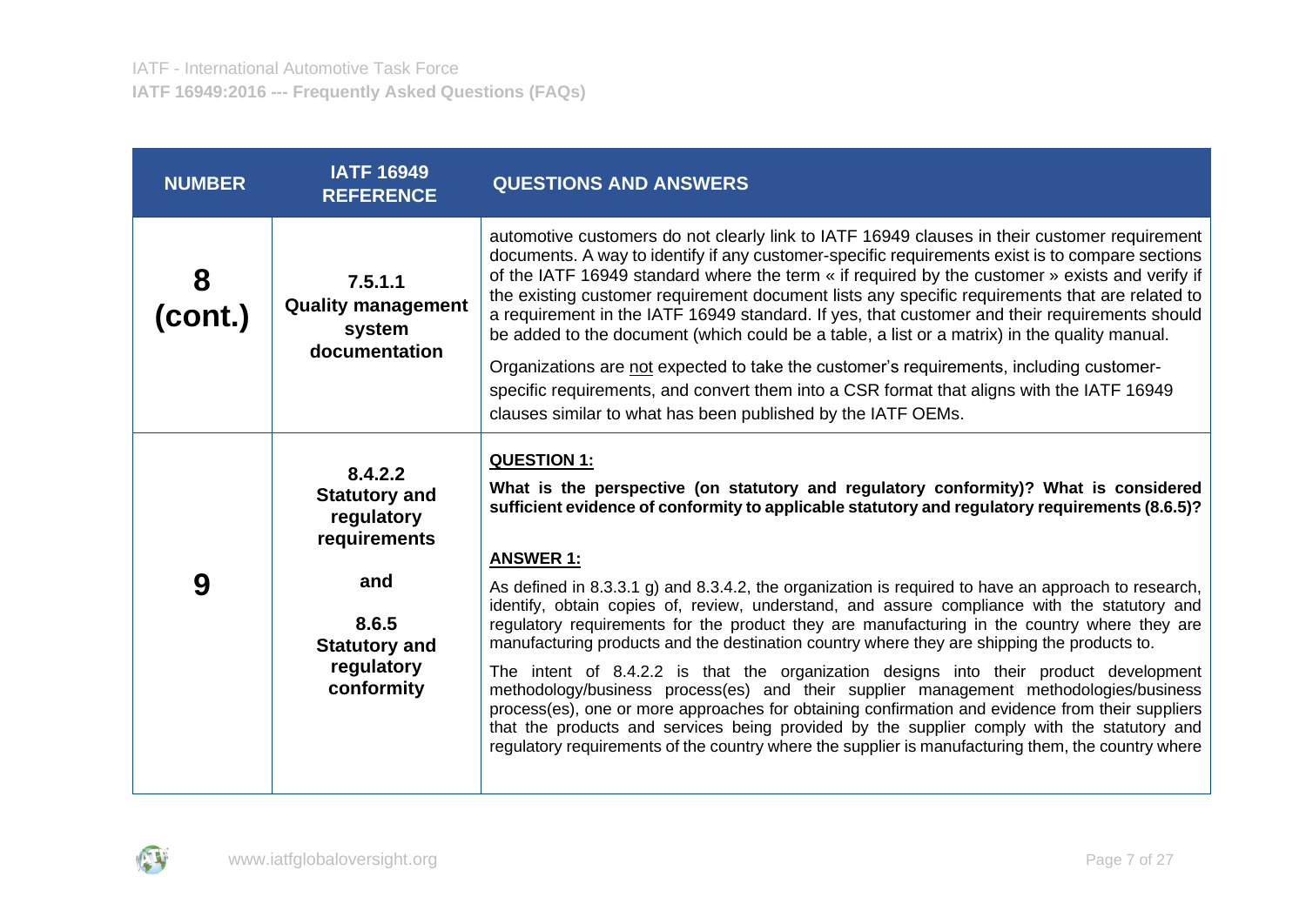| NUMBER | IATF 16949 REFERENCE | QUESTIONS AND ANSWERS |
|---|---|---|
| **8 (cont.)** | **7.5.1.1 Quality management system documentation** | automotive customers do not clearly link to IATF 16949 clauses in their customer requirement documents. A way to identify if any customer-specific requirements exist is to compare sections of the IATF 16949 standard where the term « if required by the customer » exists and verify if the existing customer requirement document lists any specific requirements that are related to a requirement in the IATF 16949 standard. If yes, that customer and their requirements should be added to the document (which could be a table, a list or a matrix) in the quality manual.<br><br>Organizations are <u>not</u> expected to take the customer's requirements, including customer-specific requirements, and convert them into a CSR format that aligns with the IATF 16949 clauses similar to what has been published by the IATF OEMs. |
| **9** | **8.4.2.2 Statutory and regulatory requirements**<br><br>**and**<br><br>**8.6.5 Statutory and regulatory conformity** | **<u>QUESTION 1:</u>**<br><br>**What is the perspective (on statutory and regulatory conformity)? What is considered sufficient evidence of conformity to applicable statutory and regulatory requirements (8.6.5)?**<br><br>**<u>ANSWER 1:</u>**<br><br>As defined in 8.3.3.1 g) and 8.3.4.2, the organization is required to have an approach to research, identify, obtain copies of, review, understand, and assure compliance with the statutory and regulatory requirements for the product they are manufacturing in the country where they are manufacturing products and the destination country where they are shipping the products to.<br><br>The intent of 8.4.2.2 is that the organization designs into their product development methodology/business process(es) and their supplier management methodologies/business process(es), one or more approaches for obtaining confirmation and evidence from their suppliers that the products and services being provided by the supplier comply with the statutory and regulatory requirements of the country where the supplier is manufacturing them, the country where |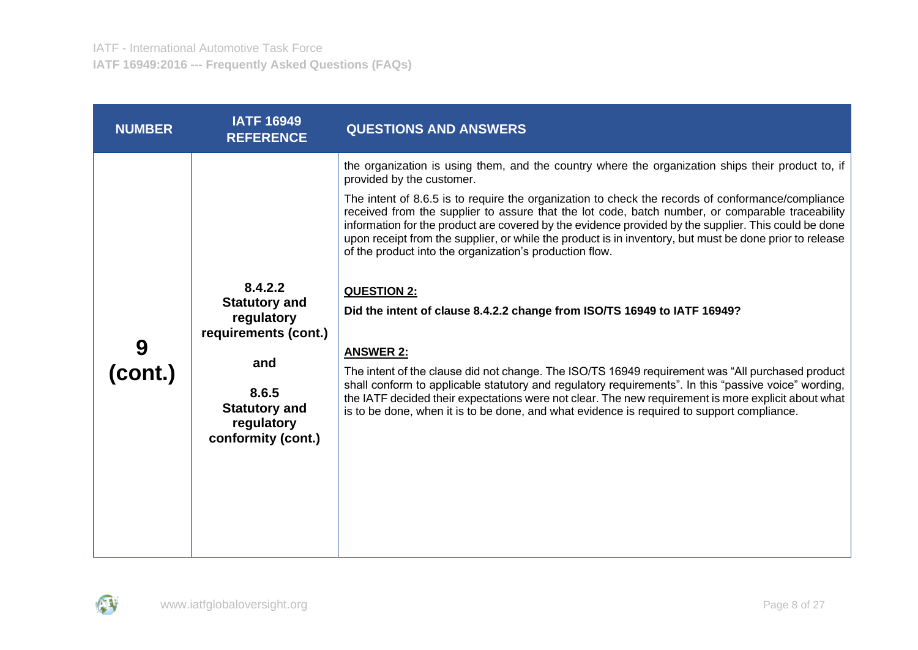| NUMBER | IATF 16949 REFERENCE | QUESTIONS AND ANSWERS |
|---|---|---|
| **9 (cont.)** | **8.4.2.2 Statutory and regulatory requirements (cont.)** <br><br> **and** <br><br> **8.6.5 Statutory and regulatory conformity (cont.)** | the organization is using them, and the country where the organization ships their product to, if provided by the customer. <br><br> The intent of 8.6.5 is to require the organization to check the records of conformance/compliance received from the supplier to assure that the lot code, batch number, or comparable traceability information for the product are covered by the evidence provided by the supplier. This could be done upon receipt from the supplier, or while the product is in inventory, but must be done prior to release of the product into the organization's production flow. <br><br> **QUESTION 2:** <br><br> **Did the intent of clause 8.4.2.2 change from ISO/TS 16949 to IATF 16949?** <br><br> **ANSWER 2:** <br><br> The intent of the clause did not change. The ISO/TS 16949 requirement was "All purchased product shall conform to applicable statutory and regulatory requirements". In this "passive voice" wording, the IATF decided their expectations were not clear. The new requirement is more explicit about what is to be done, when it is to be done, and what evidence is required to support compliance. |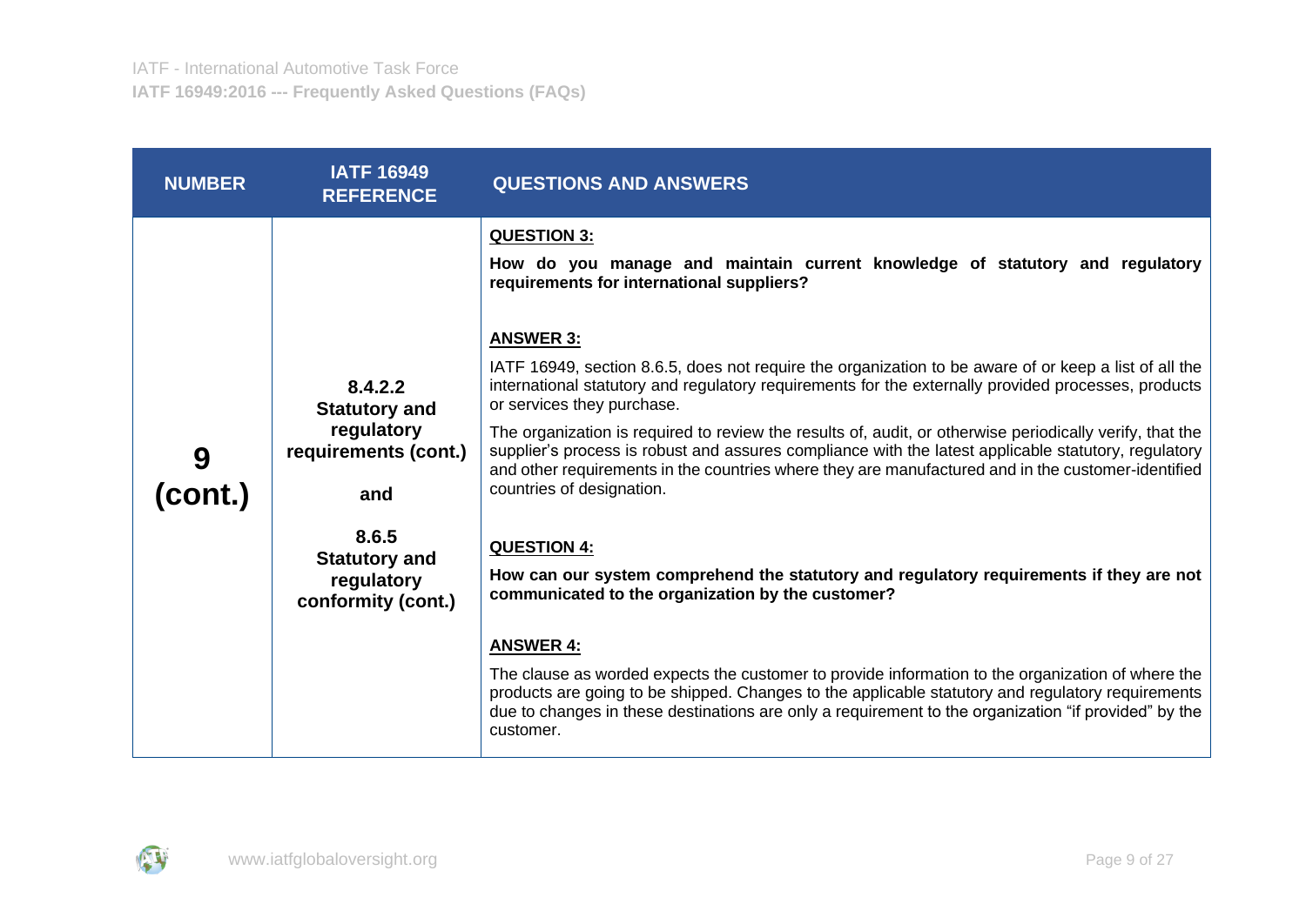| NUMBER | IATF 16949 REFERENCE | QUESTIONS AND ANSWERS |
|---|---|---|
| 9 (cont.) | 8.4.2.2 Statutory and regulatory requirements (cont.)<br><br>and<br><br>8.6.5 Statutory and regulatory conformity (cont.) | **QUESTION 3:**<br><br>**How do you manage and maintain current knowledge of statutory and regulatory requirements for international suppliers?**<br><br>**ANSWER 3:**<br><br>IATF 16949, section 8.6.5, does not require the organization to be aware of or keep a list of all the international statutory and regulatory requirements for the externally provided processes, products or services they purchase.<br><br>The organization is required to review the results of, audit, or otherwise periodically verify, that the supplier's process is robust and assures compliance with the latest applicable statutory, regulatory and other requirements in the countries where they are manufactured and in the customer-identified countries of designation.<br><br>**QUESTION 4:**<br><br>**How can our system comprehend the statutory and regulatory requirements if they are not communicated to the organization by the customer?**<br><br>**ANSWER 4:**<br><br>The clause as worded expects the customer to provide information to the organization of where the products are going to be shipped. Changes to the applicable statutory and regulatory requirements due to changes in these destinations are only a requirement to the organization "if provided" by the customer. |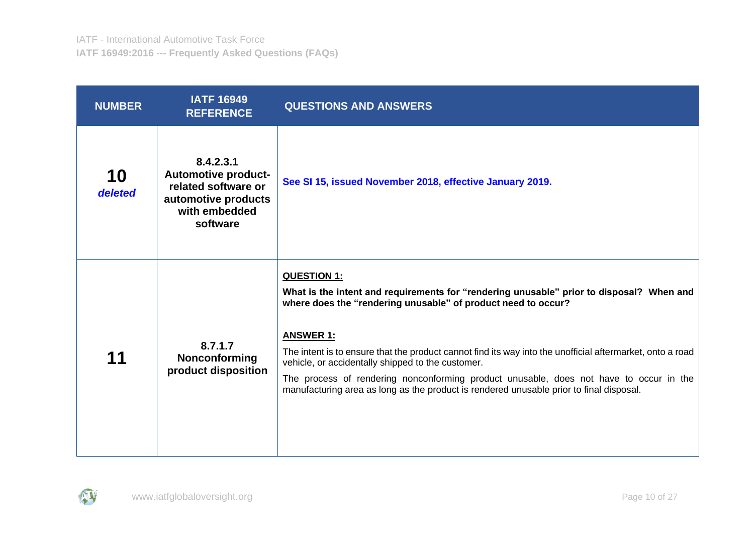| NUMBER | IATF 16949 REFERENCE | QUESTIONS AND ANSWERS |
|---|---|---|
| **10** *deleted* | **8.4.2.3.1 Automotive product-related software or automotive products with embedded software** | **See SI 15, issued November 2018, effective January 2019.** |
| **11** | **8.7.1.7 Nonconforming product disposition** | **QUESTION 1:**<br>**What is the intent and requirements for "rendering unusable" prior to disposal? When and where does the "rendering unusable" of product need to occur?**<br><br>**ANSWER 1:**<br>The intent is to ensure that the product cannot find its way into the unofficial aftermarket, onto a road vehicle, or accidentally shipped to the customer.<br>The process of rendering nonconforming product unusable, does not have to occur in the manufacturing area as long as the product is rendered unusable prior to final disposal. |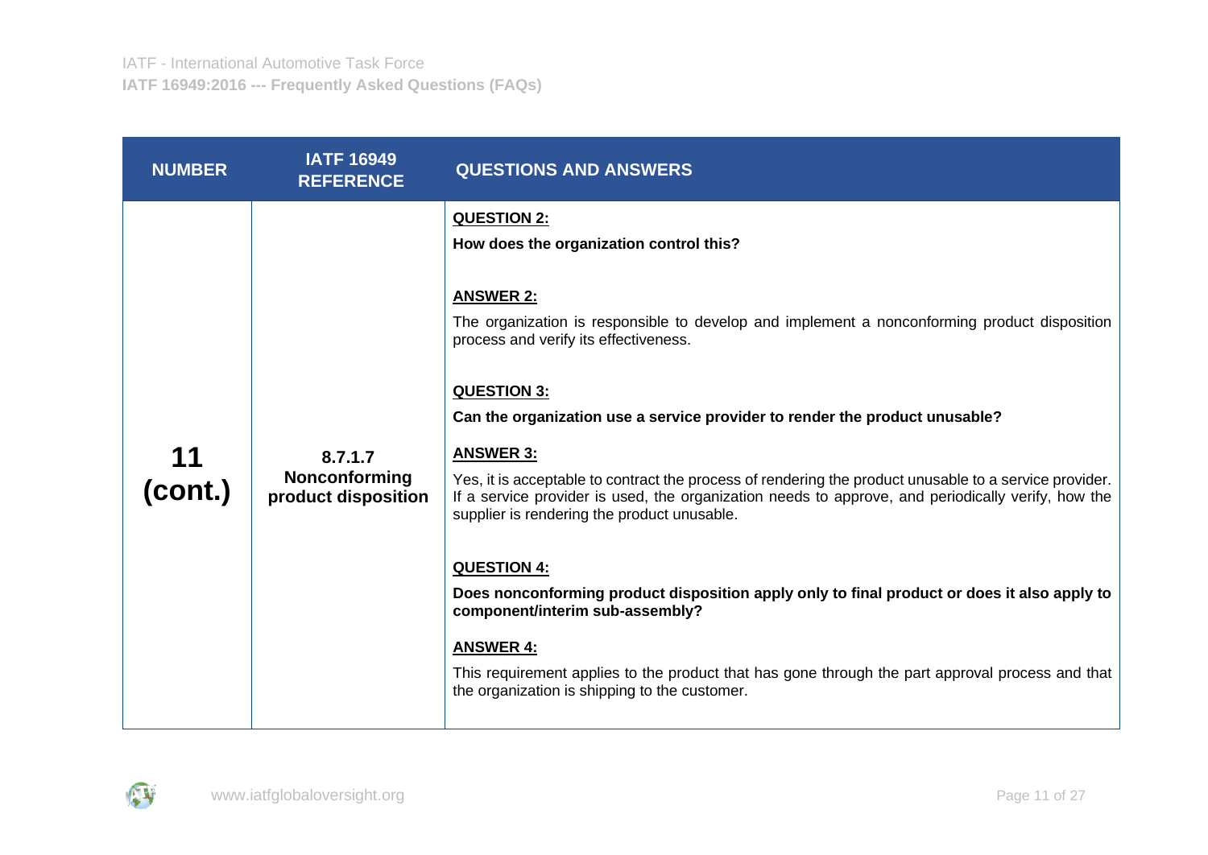| NUMBER | IATF 16949 REFERENCE | QUESTIONS AND ANSWERS |
|---|---|---|
| **11 (cont.)** | **8.7.1.7 Nonconforming product disposition** | **QUESTION 2:**<br>**How does the organization control this?**<br><br>**ANSWER 2:**<br>The organization is responsible to develop and implement a nonconforming product disposition process and verify its effectiveness.<br><br>**QUESTION 3:**<br>**Can the organization use a service provider to render the product unusable?**<br><br>**ANSWER 3:**<br>Yes, it is acceptable to contract the process of rendering the product unusable to a service provider. If a service provider is used, the organization needs to approve, and periodically verify, how the supplier is rendering the product unusable.<br><br>**QUESTION 4:**<br>**Does nonconforming product disposition apply only to final product or does it also apply to component/interim sub-assembly?**<br><br>**ANSWER 4:**<br>This requirement applies to the product that has gone through the part approval process and that the organization is shipping to the customer. |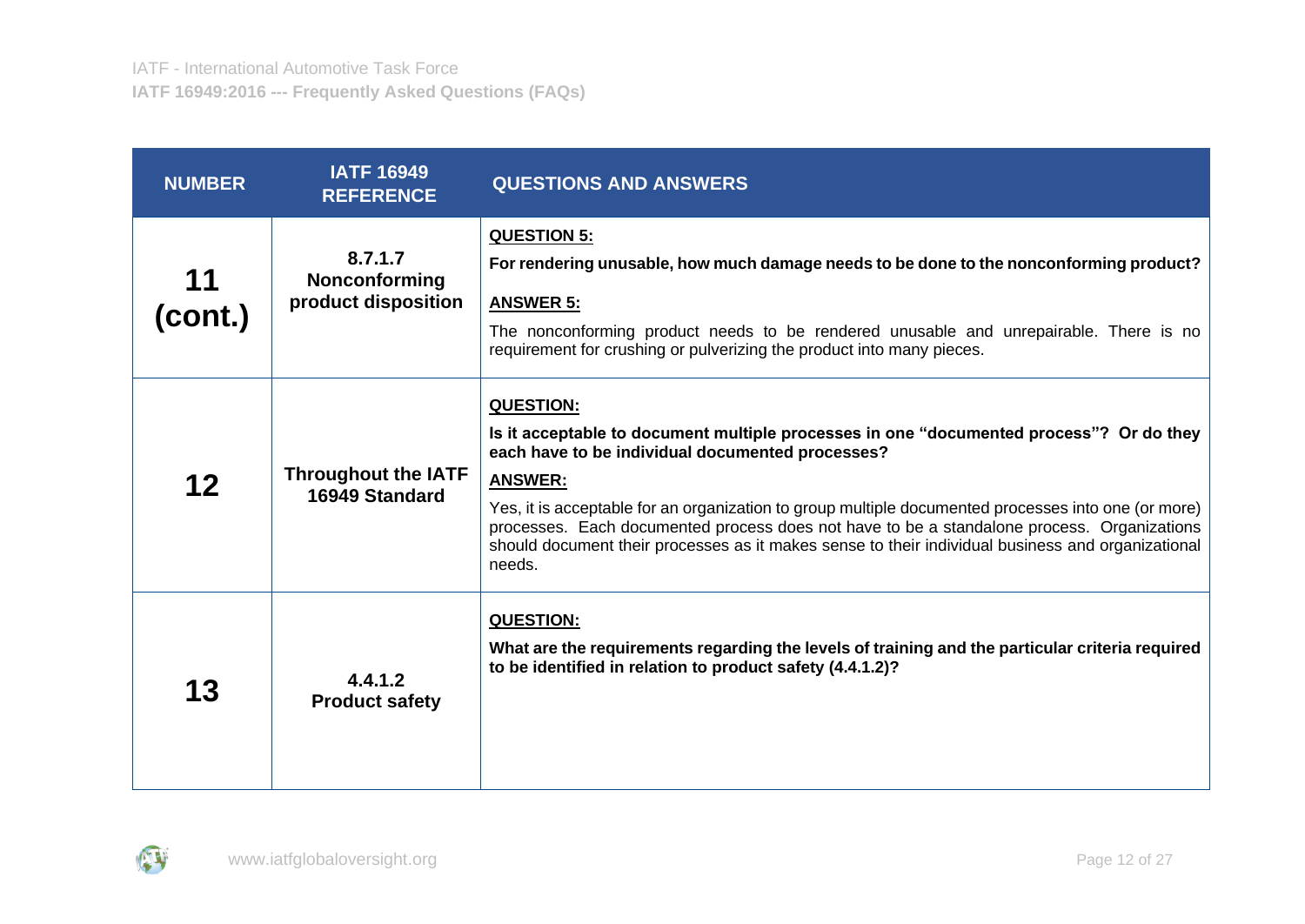| NUMBER | IATF 16949 REFERENCE | QUESTIONS AND ANSWERS |
|---|---|---|
| **11 (cont.)** | **8.7.1.7 Nonconforming product disposition** | **QUESTION 5:** **For rendering unusable, how much damage needs to be done to the nonconforming product?** **ANSWER 5:** The nonconforming product needs to be rendered unusable and unrepairable. There is no requirement for crushing or pulverizing the product into many pieces. |
| **12** | **Throughout the IATF 16949 Standard** | **QUESTION:** **Is it acceptable to document multiple processes in one "documented process"? Or do they each have to be individual documented processes?** **ANSWER:** Yes, it is acceptable for an organization to group multiple documented processes into one (or more) processes. Each documented process does not have to be a standalone process. Organizations should document their processes as it makes sense to their individual business and organizational needs. |
| **13** | **4.4.1.2 Product safety** | **QUESTION:** **What are the requirements regarding the levels of training and the particular criteria required to be identified in relation to product safety (4.4.1.2)?** |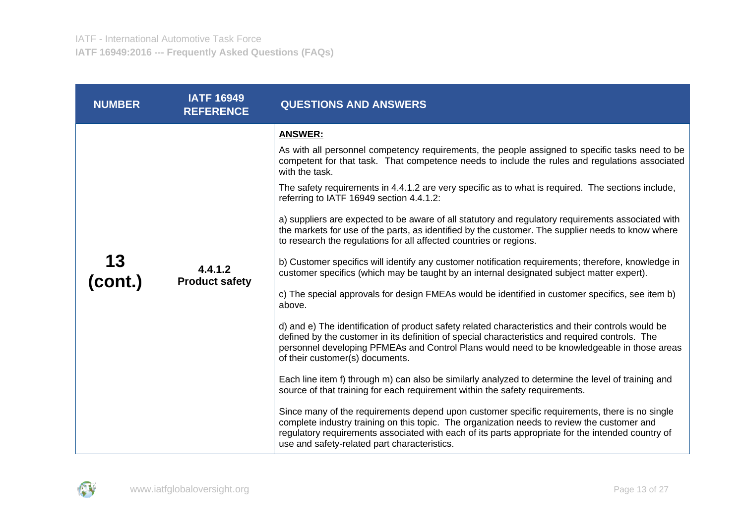| NUMBER | IATF 16949 REFERENCE | QUESTIONS AND ANSWERS |
|---|---|---|
| **13 (cont.)** | **4.4.1.2 Product safety** | **ANSWER:**<br><br>As with all personnel competency requirements, the people assigned to specific tasks need to be competent for that task. That competence needs to include the rules and regulations associated with the task.<br><br>The safety requirements in 4.4.1.2 are very specific as to what is required. The sections include, referring to IATF 16949 section 4.4.1.2:<br><br>a) suppliers are expected to be aware of all statutory and regulatory requirements associated with the markets for use of the parts, as identified by the customer. The supplier needs to know where to research the regulations for all affected countries or regions.<br><br>b) Customer specifics will identify any customer notification requirements; therefore, knowledge in customer specifics (which may be taught by an internal designated subject matter expert).<br><br>c) The special approvals for design FMEAs would be identified in customer specifics, see item b) above.<br><br>d) and e) The identification of product safety related characteristics and their controls would be defined by the customer in its definition of special characteristics and required controls. The personnel developing PFMEAs and Control Plans would need to be knowledgeable in those areas of their customer(s) documents.<br><br>Each line item f) through m) can also be similarly analyzed to determine the level of training and source of that training for each requirement within the safety requirements.<br><br>Since many of the requirements depend upon customer specific requirements, there is no single complete industry training on this topic. The organization needs to review the customer and regulatory requirements associated with each of its parts appropriate for the intended country of use and safety-related part characteristics. |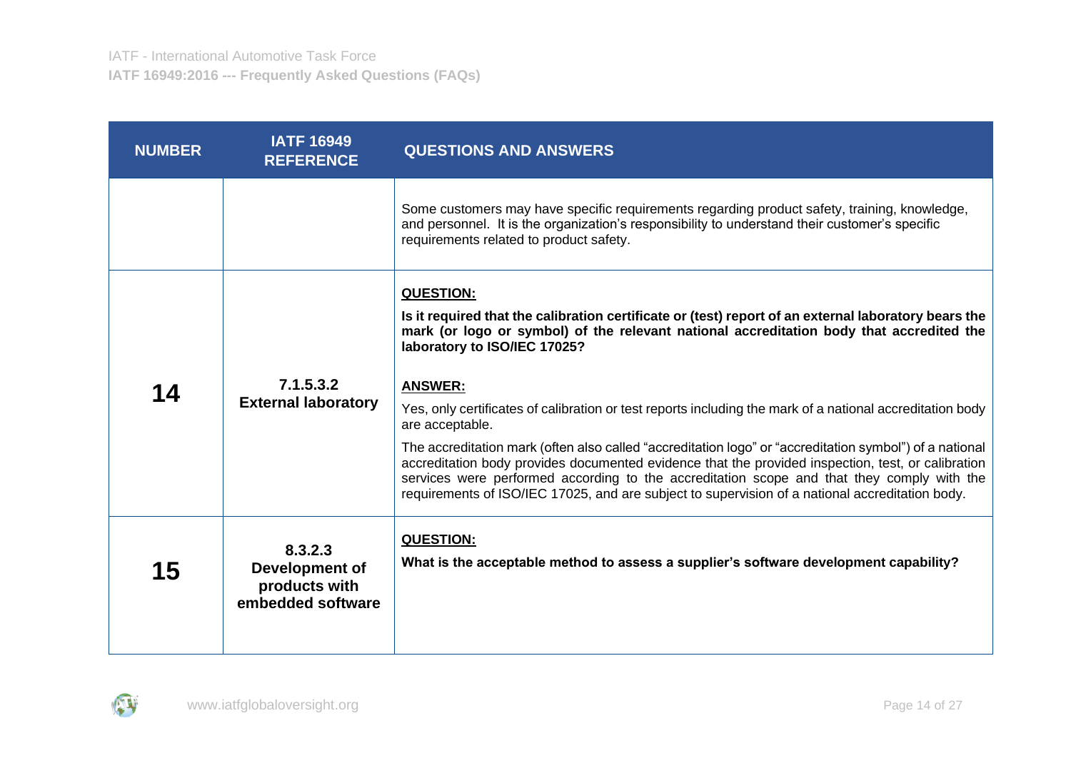| NUMBER | IATF 16949 REFERENCE | QUESTIONS AND ANSWERS |
|---|---|---|
| | | Some customers may have specific requirements regarding product safety, training, knowledge, and personnel. It is the organization's responsibility to understand their customer's specific requirements related to product safety. |
| **14** | **7.1.5.3.2 External laboratory** | **QUESTION:** <br> **Is it required that the calibration certificate or (test) report of an external laboratory bears the mark (or logo or symbol) of the relevant national accreditation body that accredited the laboratory to ISO/IEC 17025?** <br><br> **ANSWER:** <br> Yes, only certificates of calibration or test reports including the mark of a national accreditation body are acceptable. <br> The accreditation mark (often also called "accreditation logo" or "accreditation symbol") of a national accreditation body provides documented evidence that the provided inspection, test, or calibration services were performed according to the accreditation scope and that they comply with the requirements of ISO/IEC 17025, and are subject to supervision of a national accreditation body. |
| **15** | **8.3.2.3 Development of products with embedded software** | **QUESTION:** <br> **What is the acceptable method to assess a supplier's software development capability?** |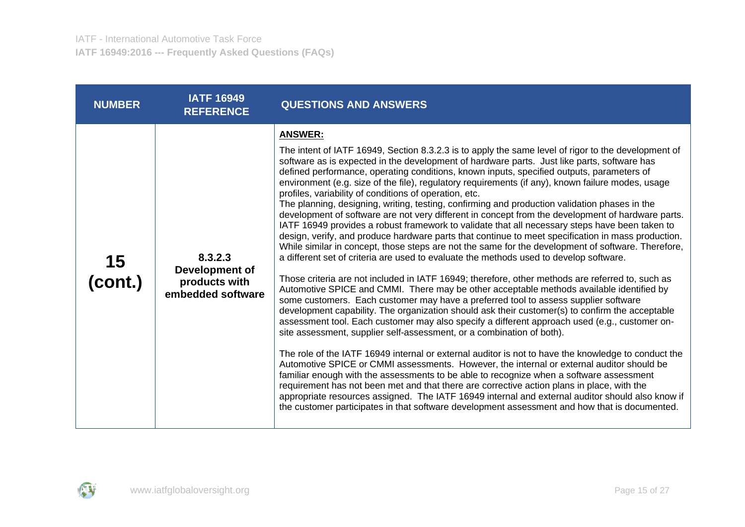| NUMBER | IATF 16949 REFERENCE | QUESTIONS AND ANSWERS |
| --- | --- | --- |
| **15 (cont.)** | **8.3.2.3 Development of products with embedded software** | **ANSWER:**<br><br>The intent of IATF 16949, Section 8.3.2.3 is to apply the same level of rigor to the development of software as is expected in the development of hardware parts. Just like parts, software has defined performance, operating conditions, known inputs, specified outputs, parameters of environment (e.g. size of the file), regulatory requirements (if any), known failure modes, usage profiles, variability of conditions of operation, etc.<br>The planning, designing, writing, testing, confirming and production validation phases in the development of software are not very different in concept from the development of hardware parts. IATF 16949 provides a robust framework to validate that all necessary steps have been taken to design, verify, and produce hardware parts that continue to meet specification in mass production. While similar in concept, those steps are not the same for the development of software. Therefore, a different set of criteria are used to evaluate the methods used to develop software.<br><br>Those criteria are not included in IATF 16949; therefore, other methods are referred to, such as Automotive SPICE and CMMI. There may be other acceptable methods available identified by some customers. Each customer may have a preferred tool to assess supplier software development capability. The organization should ask their customer(s) to confirm the acceptable assessment tool. Each customer may also specify a different approach used (e.g., customer on-site assessment, supplier self-assessment, or a combination of both).<br><br>The role of the IATF 16949 internal or external auditor is not to have the knowledge to conduct the Automotive SPICE or CMMI assessments. However, the internal or external auditor should be familiar enough with the assessments to be able to recognize when a software assessment requirement has not been met and that there are corrective action plans in place, with the appropriate resources assigned. The IATF 16949 internal and external auditor should also know if the customer participates in that software development assessment and how that is documented. |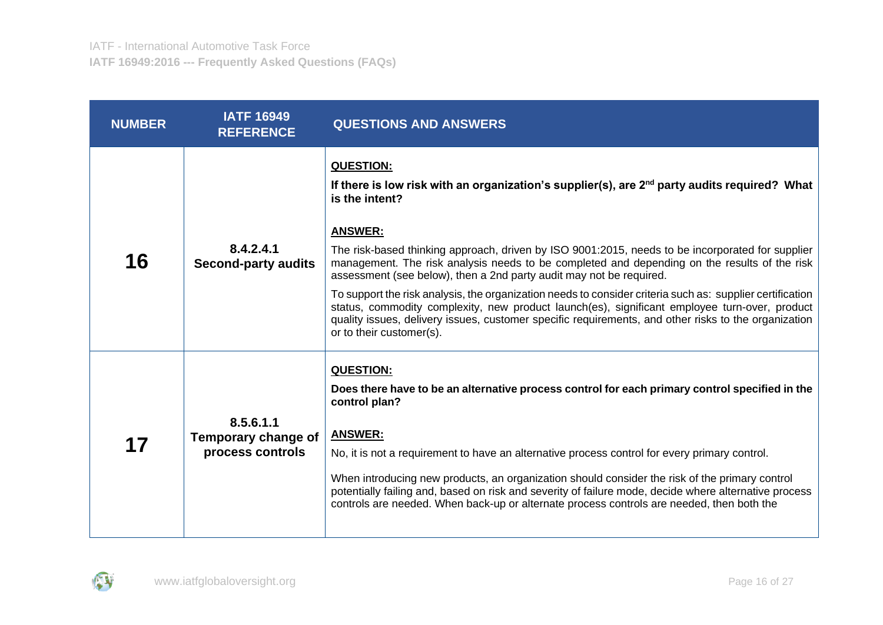| NUMBER | IATF 16949 REFERENCE | QUESTIONS AND ANSWERS |
|---|---|---|
| **16** | **8.4.2.4.1 Second-party audits** | <u>**QUESTION:**</u><br>**If there is low risk with an organization's supplier(s), are 2nd party audits required? What is the intent?**<br><br><u>**ANSWER:**</u><br>The risk-based thinking approach, driven by ISO 9001:2015, needs to be incorporated for supplier management. The risk analysis needs to be completed and depending on the results of the risk assessment (see below), then a 2nd party audit may not be required.<br><br>To support the risk analysis, the organization needs to consider criteria such as: supplier certification status, commodity complexity, new product launch(es), significant employee turn-over, product quality issues, delivery issues, customer specific requirements, and other risks to the organization or to their customer(s). |
| **17** | **8.5.6.1.1 Temporary change of process controls** | <u>**QUESTION:**</u><br>**Does there have to be an alternative process control for each primary control specified in the control plan?**<br><br><u>**ANSWER:**</u><br>No, it is not a requirement to have an alternative process control for every primary control.<br><br>When introducing new products, an organization should consider the risk of the primary control potentially failing and, based on risk and severity of failure mode, decide where alternative process controls are needed. When back-up or alternate process controls are needed, then both the |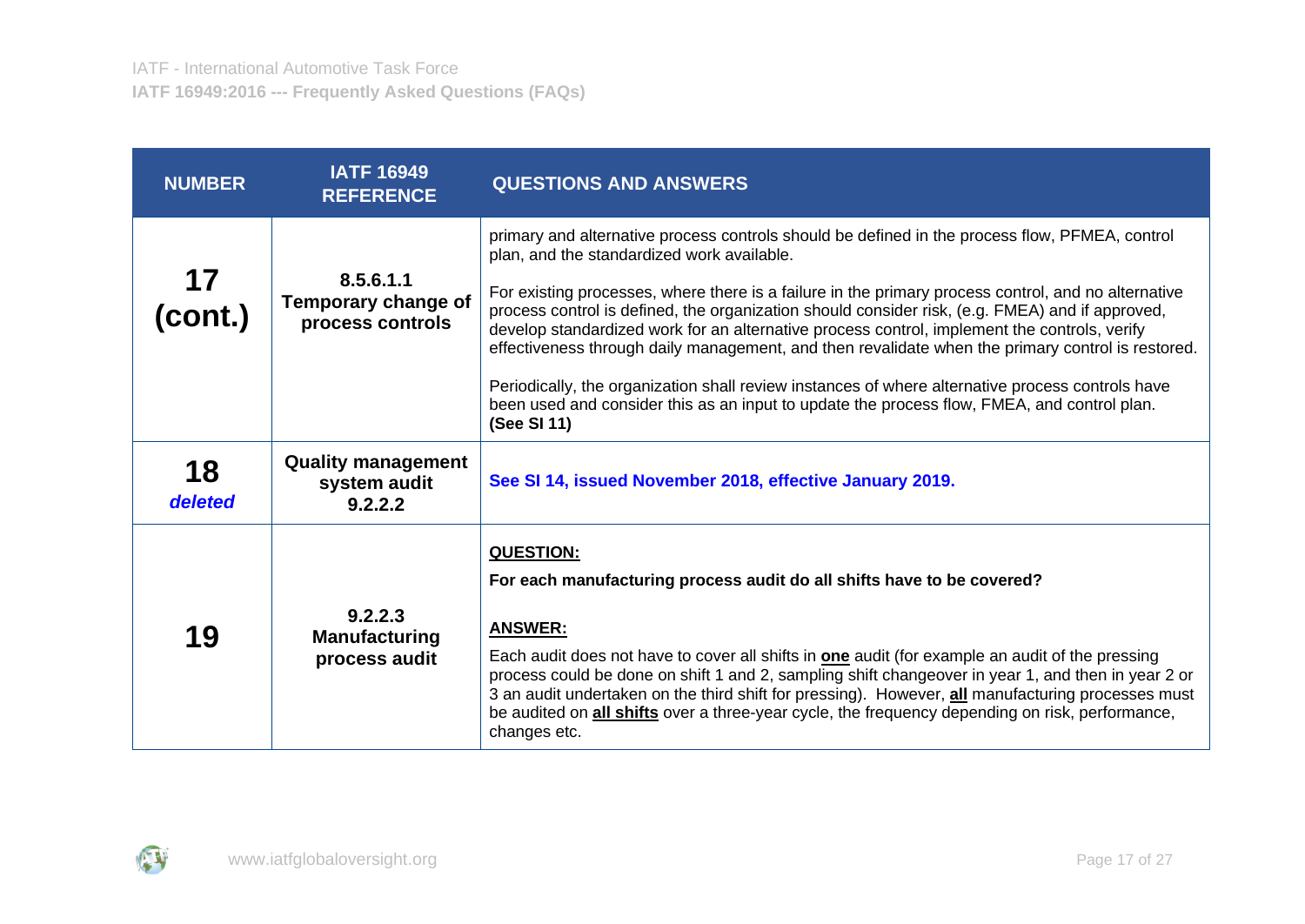| NUMBER | IATF 16949 REFERENCE | QUESTIONS AND ANSWERS |
|---|---|---|
| **17 (cont.)** | **8.5.6.1.1 Temporary change of process controls** | primary and alternative process controls should be defined in the process flow, PFMEA, control plan, and the standardized work available.<br><br>For existing processes, where there is a failure in the primary process control, and no alternative process control is defined, the organization should consider risk, (e.g. FMEA) and if approved, develop standardized work for an alternative process control, implement the controls, verify effectiveness through daily management, and then revalidate when the primary control is restored.<br><br>Periodically, the organization shall review instances of where alternative process controls have been used and consider this as an input to update the process flow, FMEA, and control plan. **(See SI 11)** |
| **18** ***deleted*** | **Quality management system audit 9.2.2.2** | **See SI 14, issued November 2018, effective January 2019.** |
| **19** | **9.2.2.3 Manufacturing process audit** | **QUESTION:**<br><br>**For each manufacturing process audit do all shifts have to be covered?**<br><br>**ANSWER:**<br><br>Each audit does not have to cover all shifts in **one** audit (for example an audit of the pressing process could be done on shift 1 and 2, sampling shift changeover in year 1, and then in year 2 or 3 an audit undertaken on the third shift for pressing). However, **all** manufacturing processes must be audited on **all shifts** over a three-year cycle, the frequency depending on risk, performance, changes etc. |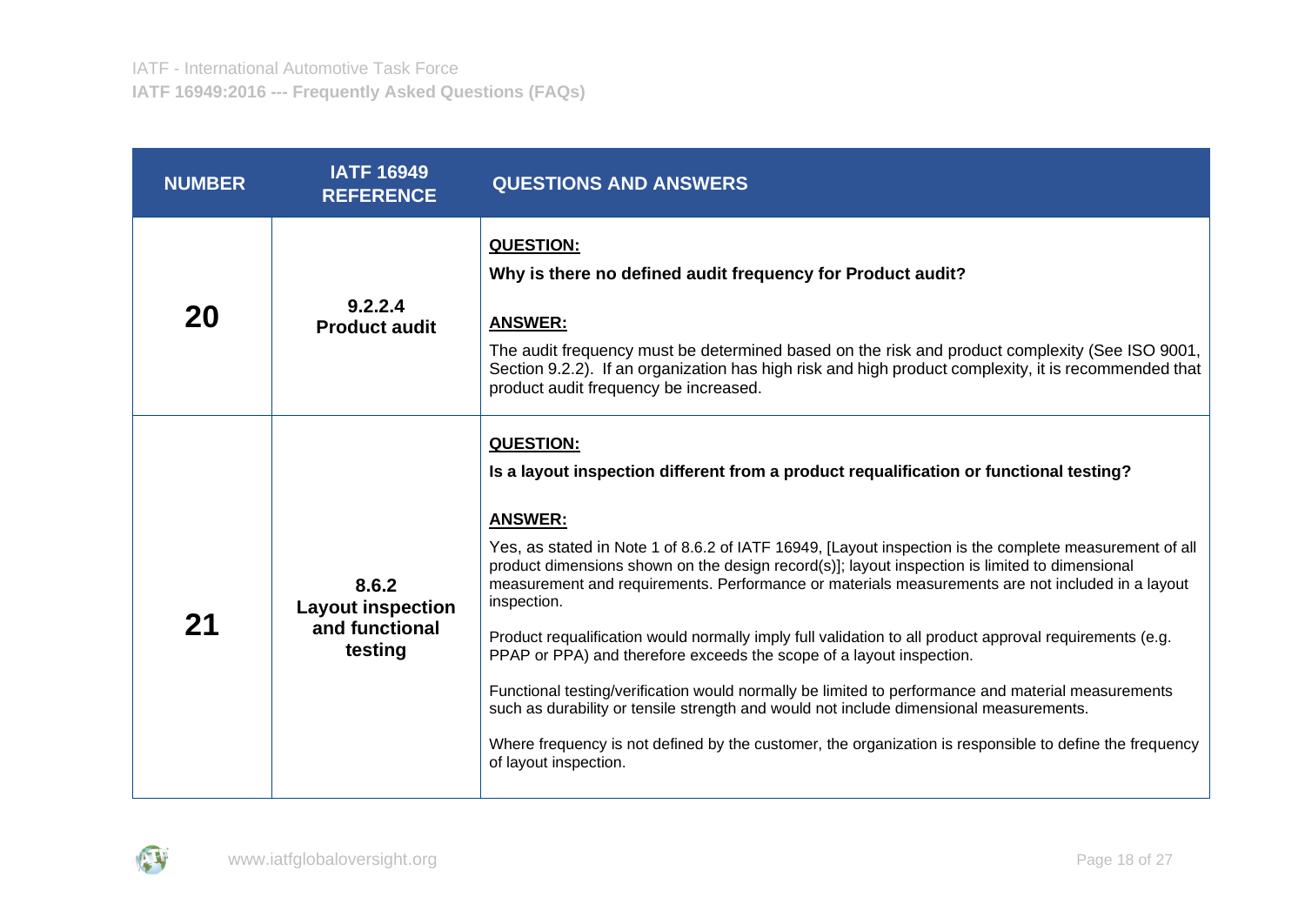| NUMBER | IATF 16949 REFERENCE | QUESTIONS AND ANSWERS |
|---|---|---|
| **20** | **9.2.2.4 Product audit** | **QUESTION:**<br>**Why is there no defined audit frequency for Product audit?**<br><br>**ANSWER:**<br>The audit frequency must be determined based on the risk and product complexity (See ISO 9001, Section 9.2.2). If an organization has high risk and high product complexity, it is recommended that product audit frequency be increased. |
| **21** | **8.6.2 Layout inspection and functional testing** | **QUESTION:**<br>**Is a layout inspection different from a product requalification or functional testing?**<br><br>**ANSWER:**<br>Yes, as stated in Note 1 of 8.6.2 of IATF 16949, [Layout inspection is the complete measurement of all product dimensions shown on the design record(s)]; layout inspection is limited to dimensional measurement and requirements. Performance or materials measurements are not included in a layout inspection.<br><br>Product requalification would normally imply full validation to all product approval requirements (e.g. PPAP or PPA) and therefore exceeds the scope of a layout inspection.<br><br>Functional testing/verification would normally be limited to performance and material measurements such as durability or tensile strength and would not include dimensional measurements.<br><br>Where frequency is not defined by the customer, the organization is responsible to define the frequency of layout inspection. |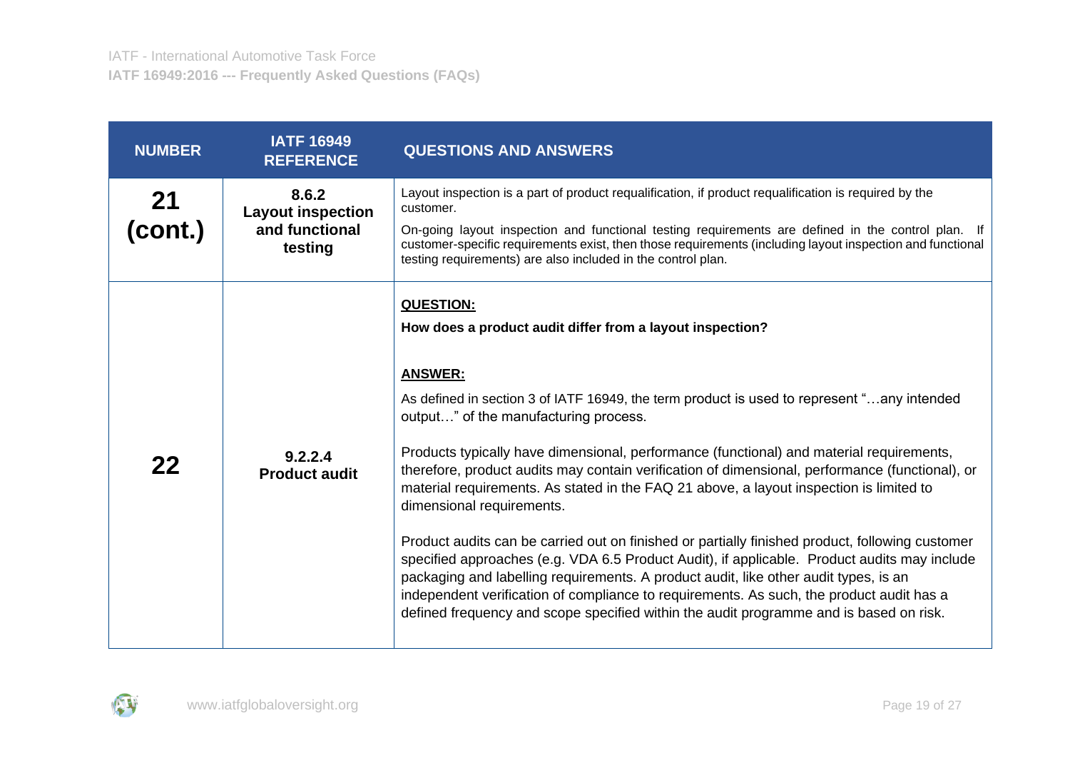| NUMBER | IATF 16949 REFERENCE | QUESTIONS AND ANSWERS |
|---|---|---|
| **21 (cont.)** | **8.6.2 Layout inspection and functional testing** | Layout inspection is a part of product requalification, if product requalification is required by the customer.<br><br>On-going layout inspection and functional testing requirements are defined in the control plan. If customer-specific requirements exist, then those requirements (including layout inspection and functional testing requirements) are also included in the control plan. |
| **22** | **9.2.2.4 Product audit** | **QUESTION:**<br><br>**How does a product audit differ from a layout inspection?**<br><br>**ANSWER:**<br><br>As defined in section 3 of IATF 16949, the term product is used to represent "…any intended output…" of the manufacturing process.<br><br>Products typically have dimensional, performance (functional) and material requirements, therefore, product audits may contain verification of dimensional, performance (functional), or material requirements. As stated in the FAQ 21 above, a layout inspection is limited to dimensional requirements.<br><br>Product audits can be carried out on finished or partially finished product, following customer specified approaches (e.g. VDA 6.5 Product Audit), if applicable. Product audits may include packaging and labelling requirements. A product audit, like other audit types, is an independent verification of compliance to requirements. As such, the product audit has a defined frequency and scope specified within the audit programme and is based on risk. |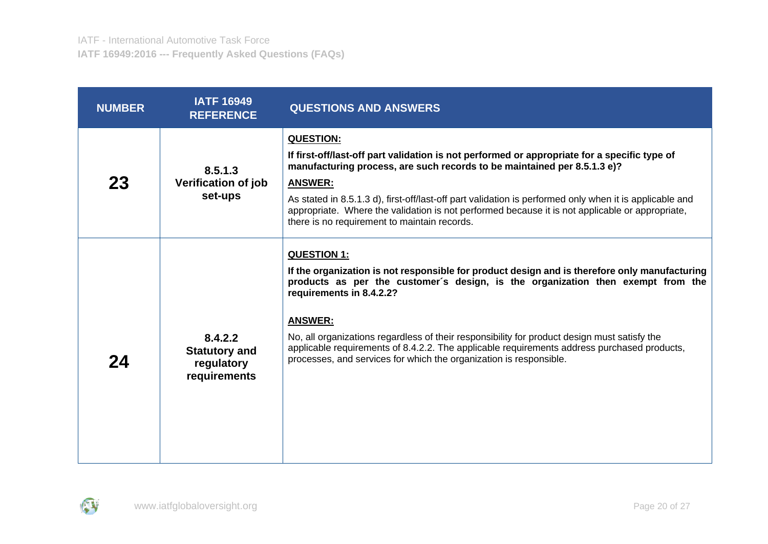| NUMBER | IATF 16949 REFERENCE | QUESTIONS AND ANSWERS |
| --- | --- | --- |
| **23** | **8.5.1.3 Verification of job set-ups** | **QUESTION:** **If first-off/last-off part validation is not performed or appropriate for a specific type of manufacturing process, are such records to be maintained per 8.5.1.3 e)?** **ANSWER:** As stated in 8.5.1.3 d), first-off/last-off part validation is performed only when it is applicable and appropriate. Where the validation is not performed because it is not applicable or appropriate, there is no requirement to maintain records. |
| **24** | **8.4.2.2 Statutory and regulatory requirements** | **QUESTION 1:** **If the organization is not responsible for product design and is therefore only manufacturing products as per the customer´s design, is the organization then exempt from the requirements in 8.4.2.2?** **ANSWER:** No, all organizations regardless of their responsibility for product design must satisfy the applicable requirements of 8.4.2.2. The applicable requirements address purchased products, processes, and services for which the organization is responsible. |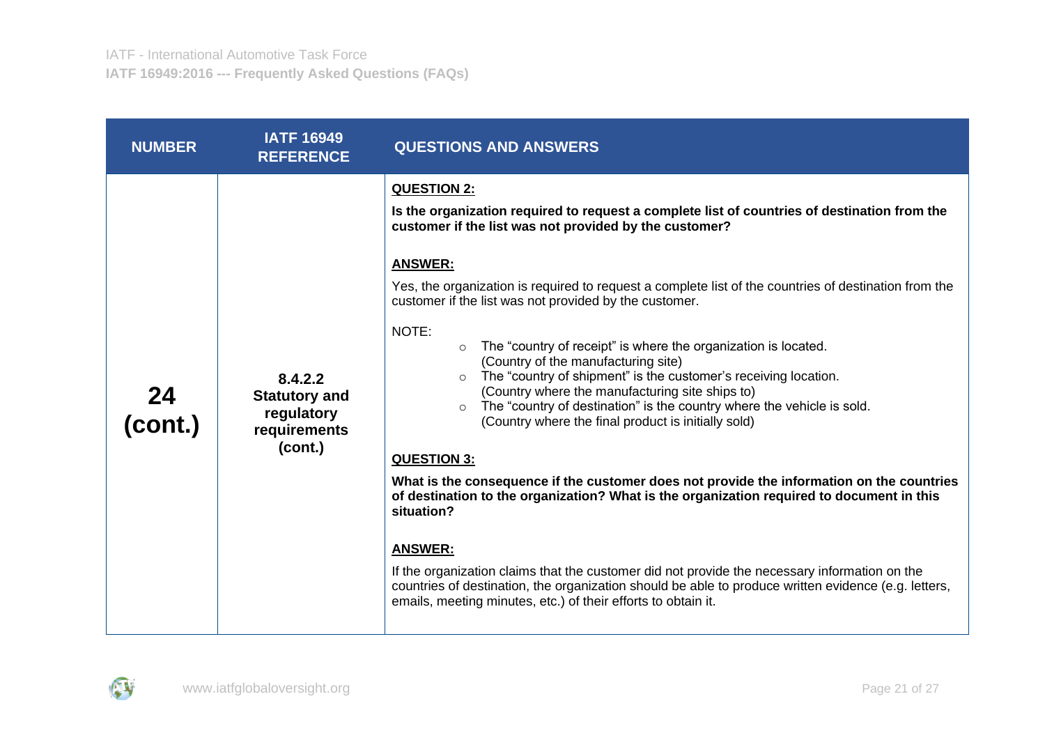| NUMBER | IATF 16949 REFERENCE | QUESTIONS AND ANSWERS |
|---|---|---|
| **24 (cont.)** | **8.4.2.2 Statutory and regulatory requirements (cont.)** | **<u>QUESTION 2:</u>**<br><br>**Is the organization required to request a complete list of countries of destination from the customer if the list was not provided by the customer?**<br><br>**<u>ANSWER:</u>**<br><br>Yes, the organization is required to request a complete list of the countries of destination from the customer if the list was not provided by the customer.<br><br>NOTE:<br>○ The "country of receipt" is where the organization is located. (Country of the manufacturing site)<br>○ The "country of shipment" is the customer's receiving location. (Country where the manufacturing site ships to)<br>○ The "country of destination" is the country where the vehicle is sold. (Country where the final product is initially sold)<br><br>**<u>QUESTION 3:</u>**<br><br>**What is the consequence if the customer does not provide the information on the countries of destination to the organization? What is the organization required to document in this situation?**<br><br>**<u>ANSWER:</u>**<br><br>If the organization claims that the customer did not provide the necessary information on the countries of destination, the organization should be able to produce written evidence (e.g. letters, emails, meeting minutes, etc.) of their efforts to obtain it. |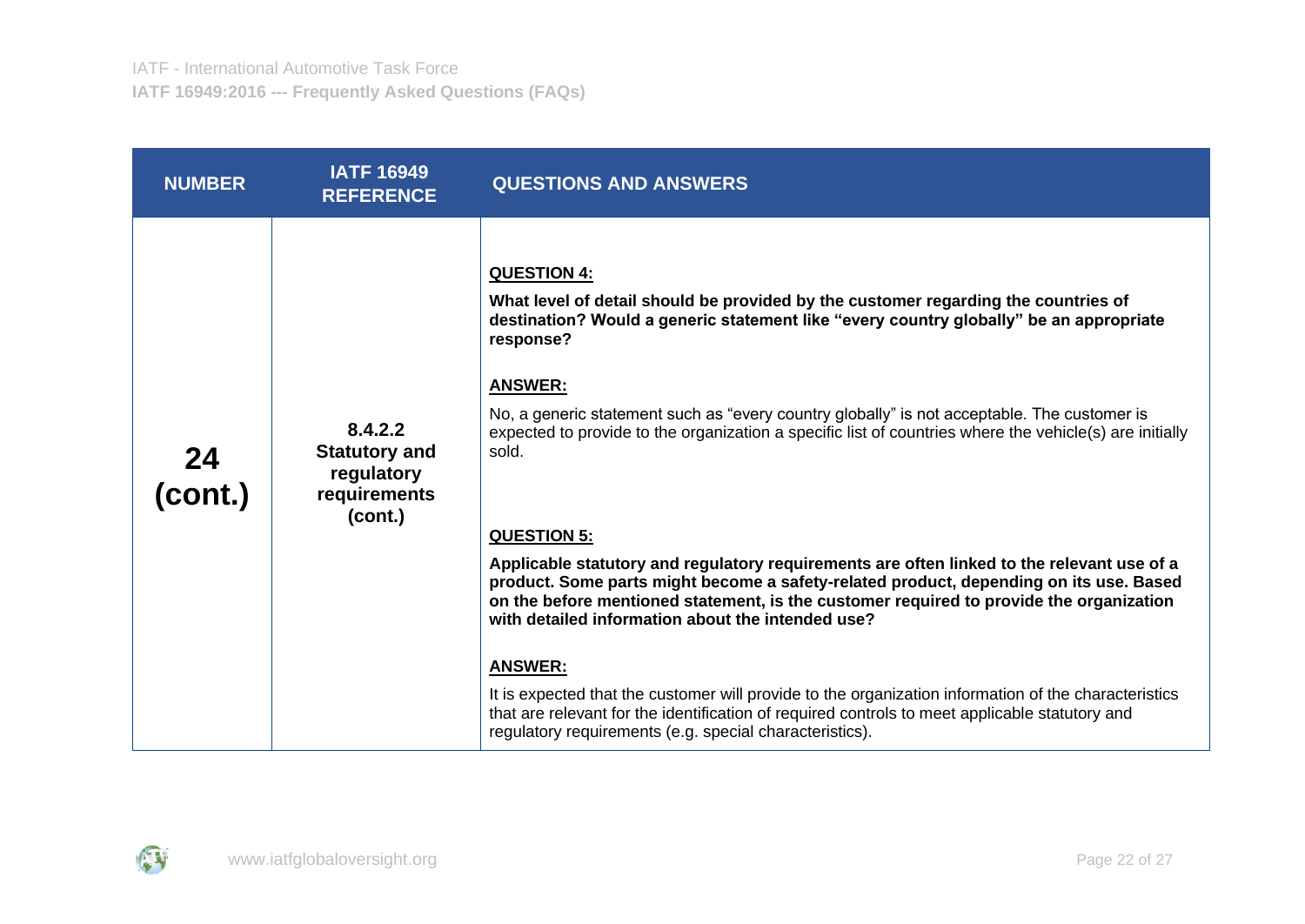| NUMBER | IATF 16949 REFERENCE | QUESTIONS AND ANSWERS |
|---|---|---|
| **24 (cont.)** | **8.4.2.2 Statutory and regulatory requirements (cont.)** | **QUESTION 4:**<br><br>**What level of detail should be provided by the customer regarding the countries of destination? Would a generic statement like "every country globally" be an appropriate response?**<br><br>**ANSWER:**<br><br>No, a generic statement such as "every country globally" is not acceptable. The customer is expected to provide to the organization a specific list of countries where the vehicle(s) are initially sold.<br><br>**QUESTION 5:**<br><br>**Applicable statutory and regulatory requirements are often linked to the relevant use of a product. Some parts might become a safety-related product, depending on its use. Based on the before mentioned statement, is the customer required to provide the organization with detailed information about the intended use?**<br><br>**ANSWER:**<br><br>It is expected that the customer will provide to the organization information of the characteristics that are relevant for the identification of required controls to meet applicable statutory and regulatory requirements (e.g. special characteristics). |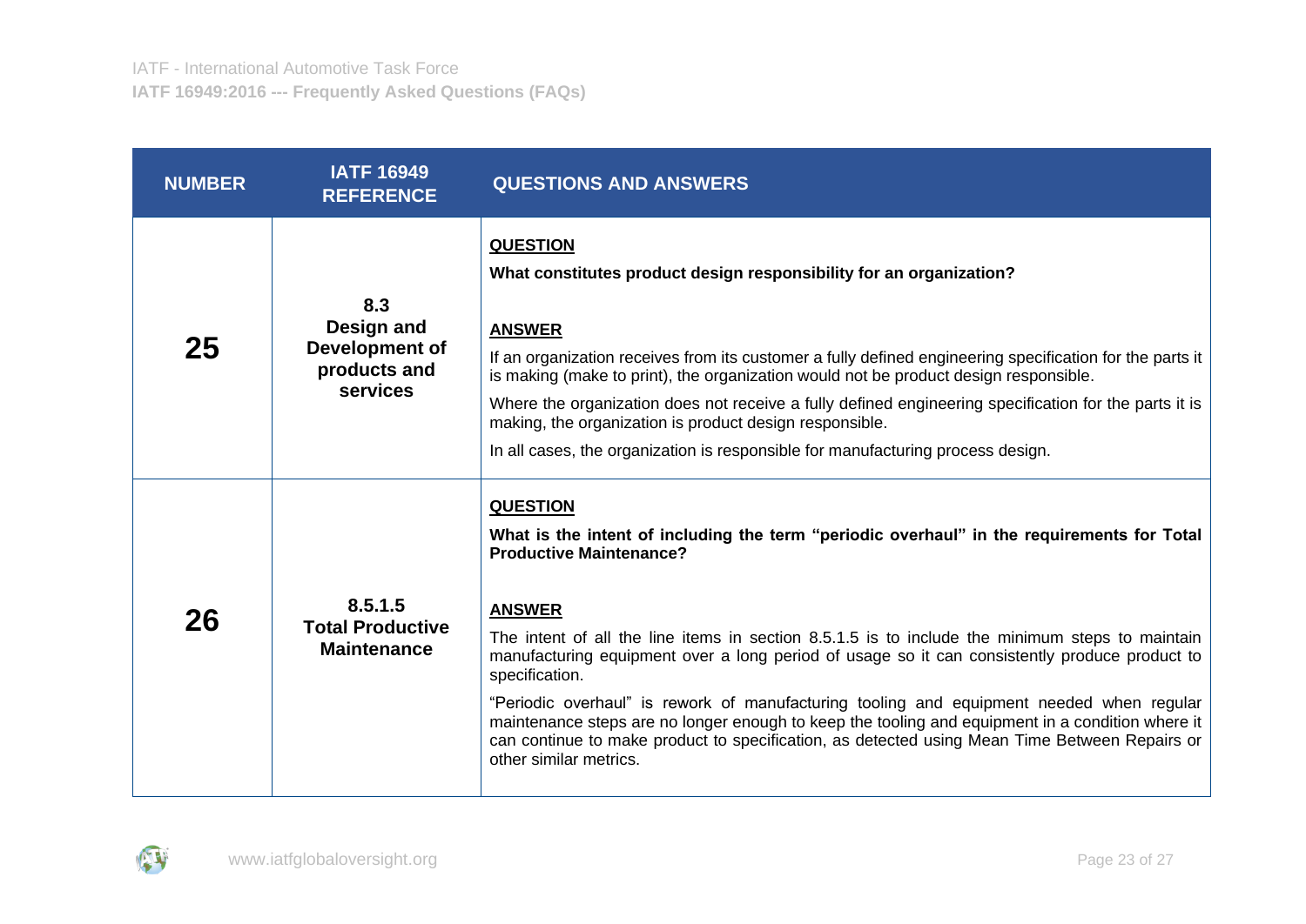| NUMBER | IATF 16949 REFERENCE | QUESTIONS AND ANSWERS |
|---|---|---|
| 25 | **8.3 Design and Development of products and services** | **QUESTION**<br>**What constitutes product design responsibility for an organization?**<br><br>**ANSWER**<br>If an organization receives from its customer a fully defined engineering specification for the parts it is making (make to print), the organization would not be product design responsible.<br>Where the organization does not receive a fully defined engineering specification for the parts it is making, the organization is product design responsible.<br>In all cases, the organization is responsible for manufacturing process design. |
| 26 | **8.5.1.5 Total Productive Maintenance** | **QUESTION**<br>**What is the intent of including the term "periodic overhaul" in the requirements for Total Productive Maintenance?**<br><br>**ANSWER**<br>The intent of all the line items in section 8.5.1.5 is to include the minimum steps to maintain manufacturing equipment over a long period of usage so it can consistently produce product to specification.<br>"Periodic overhaul" is rework of manufacturing tooling and equipment needed when regular maintenance steps are no longer enough to keep the tooling and equipment in a condition where it can continue to make product to specification, as detected using Mean Time Between Repairs or other similar metrics. |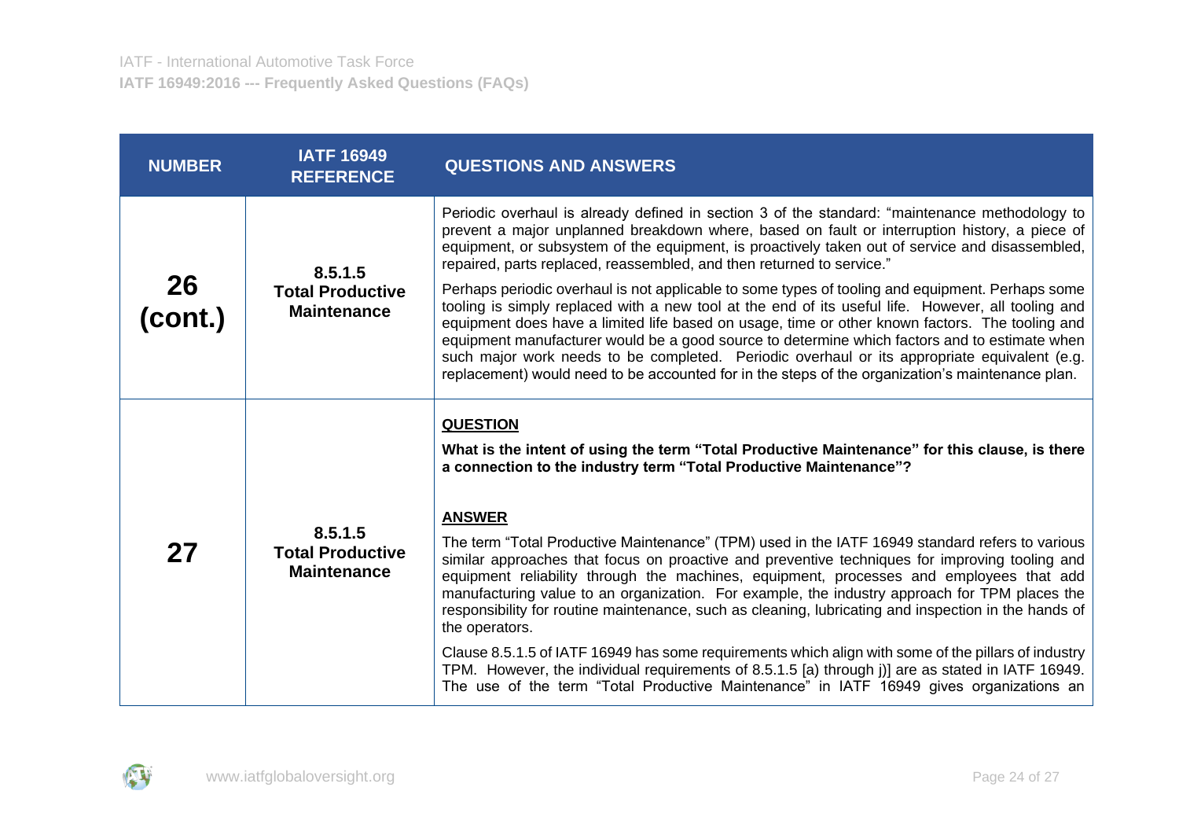| NUMBER | IATF 16949 REFERENCE | QUESTIONS AND ANSWERS |
|---|---|---|
| **26 (cont.)** | **8.5.1.5 Total Productive Maintenance** | Periodic overhaul is already defined in section 3 of the standard: "maintenance methodology to prevent a major unplanned breakdown where, based on fault or interruption history, a piece of equipment, or subsystem of the equipment, is proactively taken out of service and disassembled, repaired, parts replaced, reassembled, and then returned to service."<br><br>Perhaps periodic overhaul is not applicable to some types of tooling and equipment. Perhaps some tooling is simply replaced with a new tool at the end of its useful life. However, all tooling and equipment does have a limited life based on usage, time or other known factors. The tooling and equipment manufacturer would be a good source to determine which factors and to estimate when such major work needs to be completed. Periodic overhaul or its appropriate equivalent (e.g. replacement) would need to be accounted for in the steps of the organization's maintenance plan. |
| **27** | **8.5.1.5 Total Productive Maintenance** | **<u>QUESTION</u>**<br><br>**What is the intent of using the term "Total Productive Maintenance" for this clause, is there a connection to the industry term "Total Productive Maintenance"?**<br><br>**<u>ANSWER</u>**<br><br>The term "Total Productive Maintenance" (TPM) used in the IATF 16949 standard refers to various similar approaches that focus on proactive and preventive techniques for improving tooling and equipment reliability through the machines, equipment, processes and employees that add manufacturing value to an organization. For example, the industry approach for TPM places the responsibility for routine maintenance, such as cleaning, lubricating and inspection in the hands of the operators.<br><br>Clause 8.5.1.5 of IATF 16949 has some requirements which align with some of the pillars of industry TPM. However, the individual requirements of 8.5.1.5 [a) through j)] are as stated in IATF 16949. The use of the term "Total Productive Maintenance" in IATF 16949 gives organizations an |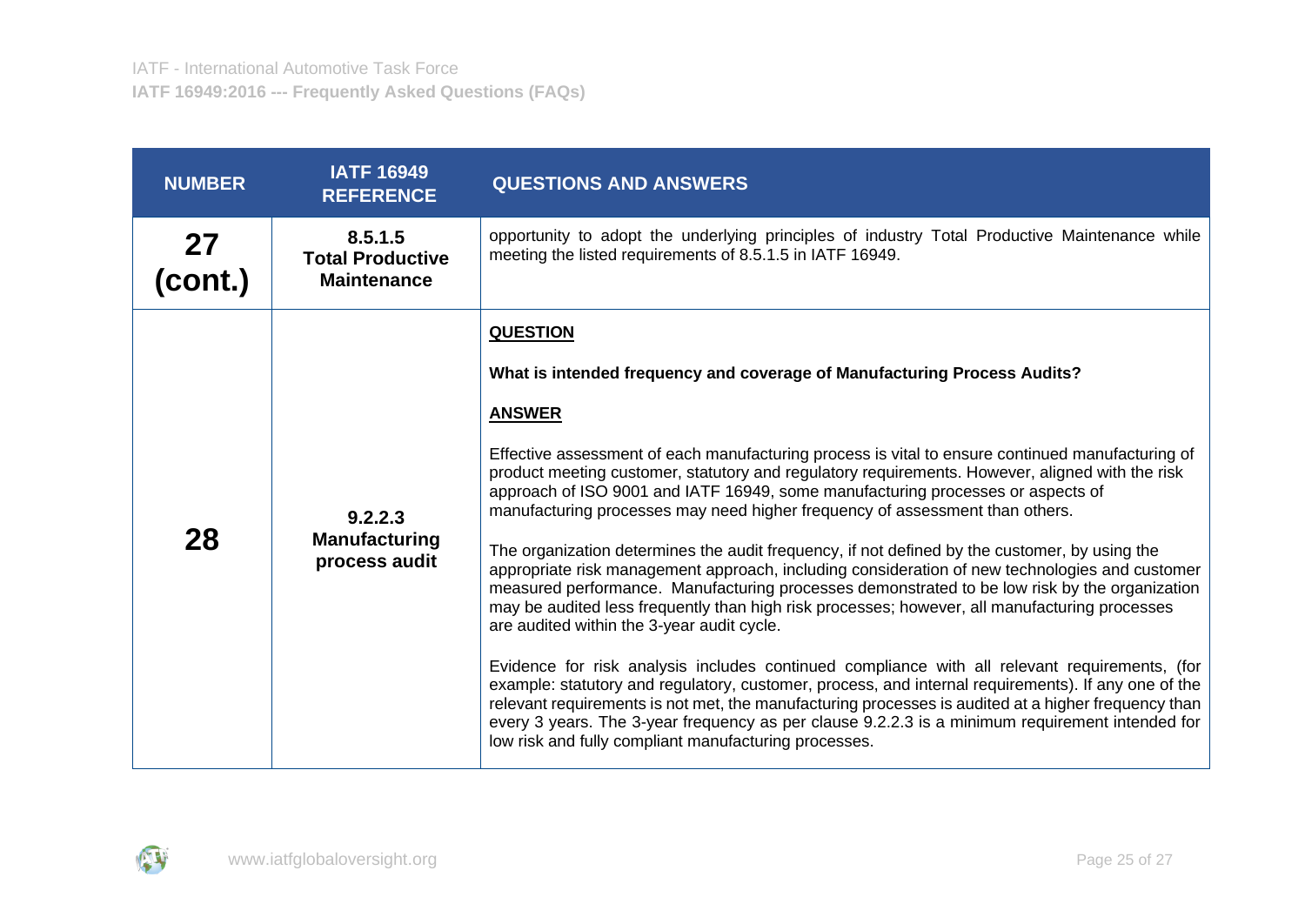| NUMBER | IATF 16949 REFERENCE | QUESTIONS AND ANSWERS |
|---|---|---|
| **27 (cont.)** | **8.5.1.5 Total Productive Maintenance** | opportunity to adopt the underlying principles of industry Total Productive Maintenance while meeting the listed requirements of 8.5.1.5 in IATF 16949. |
| **28** | **9.2.2.3 Manufacturing process audit** | **QUESTION**<br><br>**What is intended frequency and coverage of Manufacturing Process Audits?**<br><br>**ANSWER**<br><br>Effective assessment of each manufacturing process is vital to ensure continued manufacturing of product meeting customer, statutory and regulatory requirements. However, aligned with the risk approach of ISO 9001 and IATF 16949, some manufacturing processes or aspects of manufacturing processes may need higher frequency of assessment than others.<br><br>The organization determines the audit frequency, if not defined by the customer, by using the appropriate risk management approach, including consideration of new technologies and customer measured performance. Manufacturing processes demonstrated to be low risk by the organization may be audited less frequently than high risk processes; however, all manufacturing processes are audited within the 3-year audit cycle.<br><br>Evidence for risk analysis includes continued compliance with all relevant requirements, (for example: statutory and regulatory, customer, process, and internal requirements). If any one of the relevant requirements is not met, the manufacturing processes is audited at a higher frequency than every 3 years. The 3-year frequency as per clause 9.2.2.3 is a minimum requirement intended for low risk and fully compliant manufacturing processes. |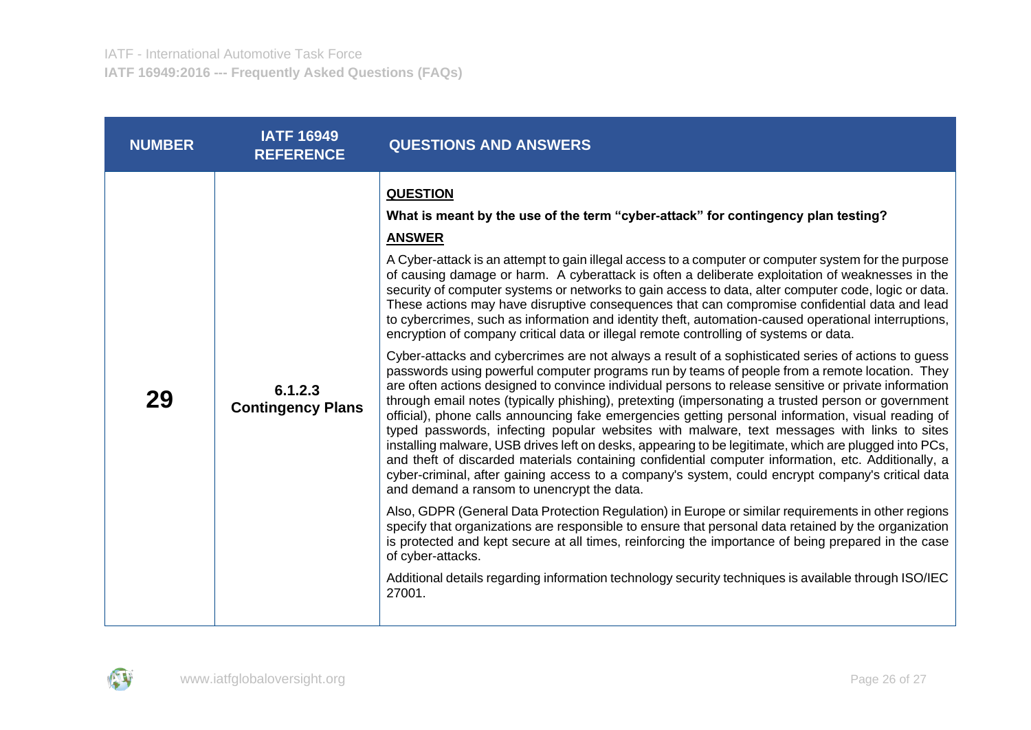| NUMBER | IATF 16949 REFERENCE | QUESTIONS AND ANSWERS |
|---|---|---|
| **29** | **6.1.2.3 Contingency Plans** | **QUESTION**<br><br>**What is meant by the use of the term "cyber-attack" for contingency plan testing?**<br><br>**ANSWER**<br><br>A Cyber-attack is an attempt to gain illegal access to a computer or computer system for the purpose of causing damage or harm. A cyberattack is often a deliberate exploitation of weaknesses in the security of computer systems or networks to gain access to data, alter computer code, logic or data. These actions may have disruptive consequences that can compromise confidential data and lead to cybercrimes, such as information and identity theft, automation-caused operational interruptions, encryption of company critical data or illegal remote controlling of systems or data.<br><br>Cyber-attacks and cybercrimes are not always a result of a sophisticated series of actions to guess passwords using powerful computer programs run by teams of people from a remote location. They are often actions designed to convince individual persons to release sensitive or private information through email notes (typically phishing), pretexting (impersonating a trusted person or government official), phone calls announcing fake emergencies getting personal information, visual reading of typed passwords, infecting popular websites with malware, text messages with links to sites installing malware, USB drives left on desks, appearing to be legitimate, which are plugged into PCs, and theft of discarded materials containing confidential computer information, etc. Additionally, a cyber-criminal, after gaining access to a company's system, could encrypt company's critical data and demand a ransom to unencrypt the data.<br><br>Also, GDPR (General Data Protection Regulation) in Europe or similar requirements in other regions specify that organizations are responsible to ensure that personal data retained by the organization is protected and kept secure at all times, reinforcing the importance of being prepared in the case of cyber-attacks.<br><br>Additional details regarding information technology security techniques is available through ISO/IEC 27001. |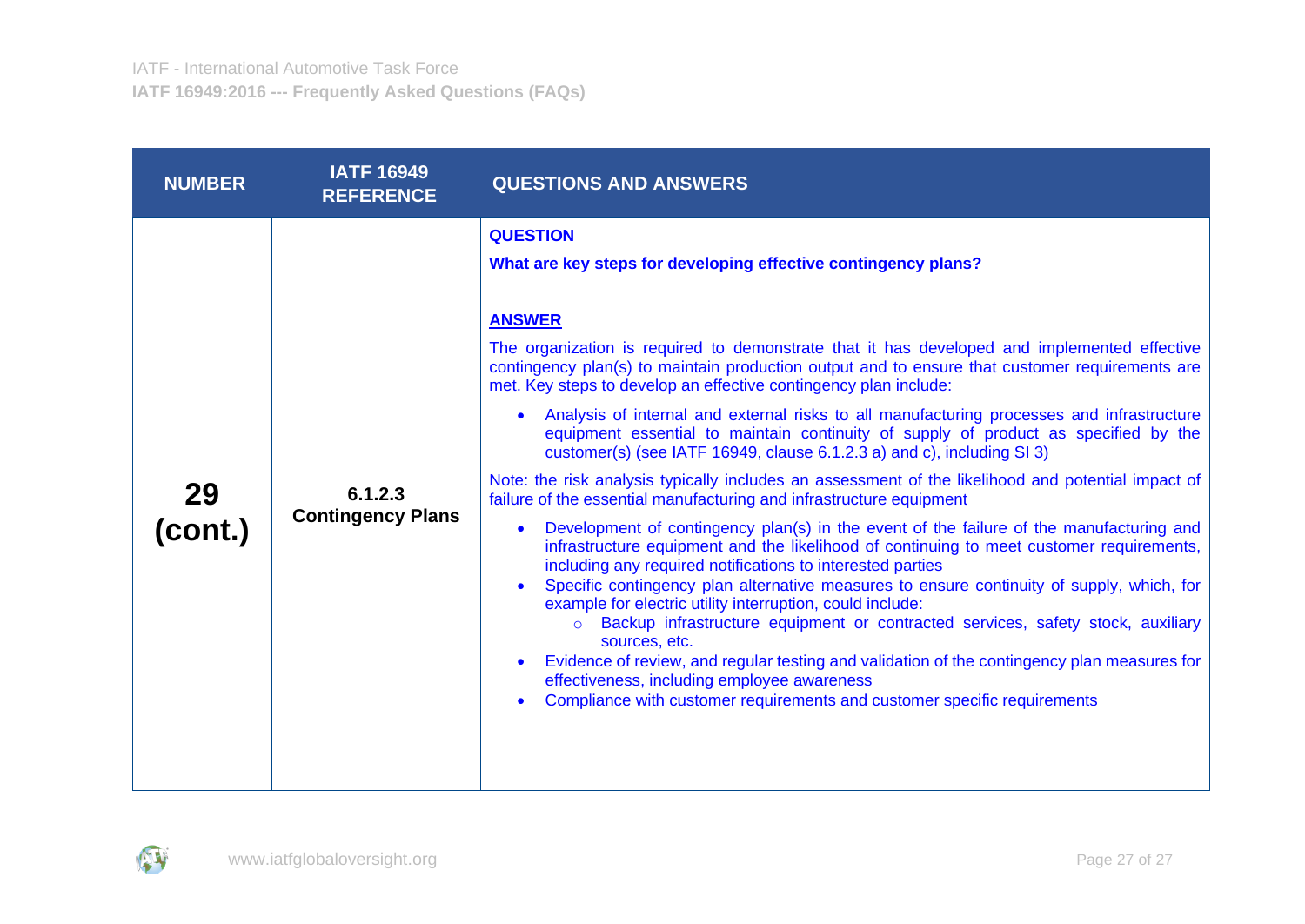| NUMBER | IATF 16949 REFERENCE | QUESTIONS AND ANSWERS |
|---|---|---|
| **29 (cont.)** | **6.1.2.3 Contingency Plans** | **QUESTION**<br><br>**What are key steps for developing effective contingency plans?**<br><br>**ANSWER**<br><br>The organization is required to demonstrate that it has developed and implemented effective contingency plan(s) to maintain production output and to ensure that customer requirements are met. Key steps to develop an effective contingency plan include:<br><br>• Analysis of internal and external risks to all manufacturing processes and infrastructure equipment essential to maintain continuity of supply of product as specified by the customer(s) (see IATF 16949, clause 6.1.2.3 a) and c), including SI 3)<br><br>Note: the risk analysis typically includes an assessment of the likelihood and potential impact of failure of the essential manufacturing and infrastructure equipment<br><br>• Development of contingency plan(s) in the event of the failure of the manufacturing and infrastructure equipment and the likelihood of continuing to meet customer requirements, including any required notifications to interested parties<br>• Specific contingency plan alternative measures to ensure continuity of supply, which, for example for electric utility interruption, could include:<br>&nbsp;&nbsp;&nbsp;&nbsp;○ Backup infrastructure equipment or contracted services, safety stock, auxiliary sources, etc.<br>• Evidence of review, and regular testing and validation of the contingency plan measures for effectiveness, including employee awareness<br>• Compliance with customer requirements and customer specific requirements |